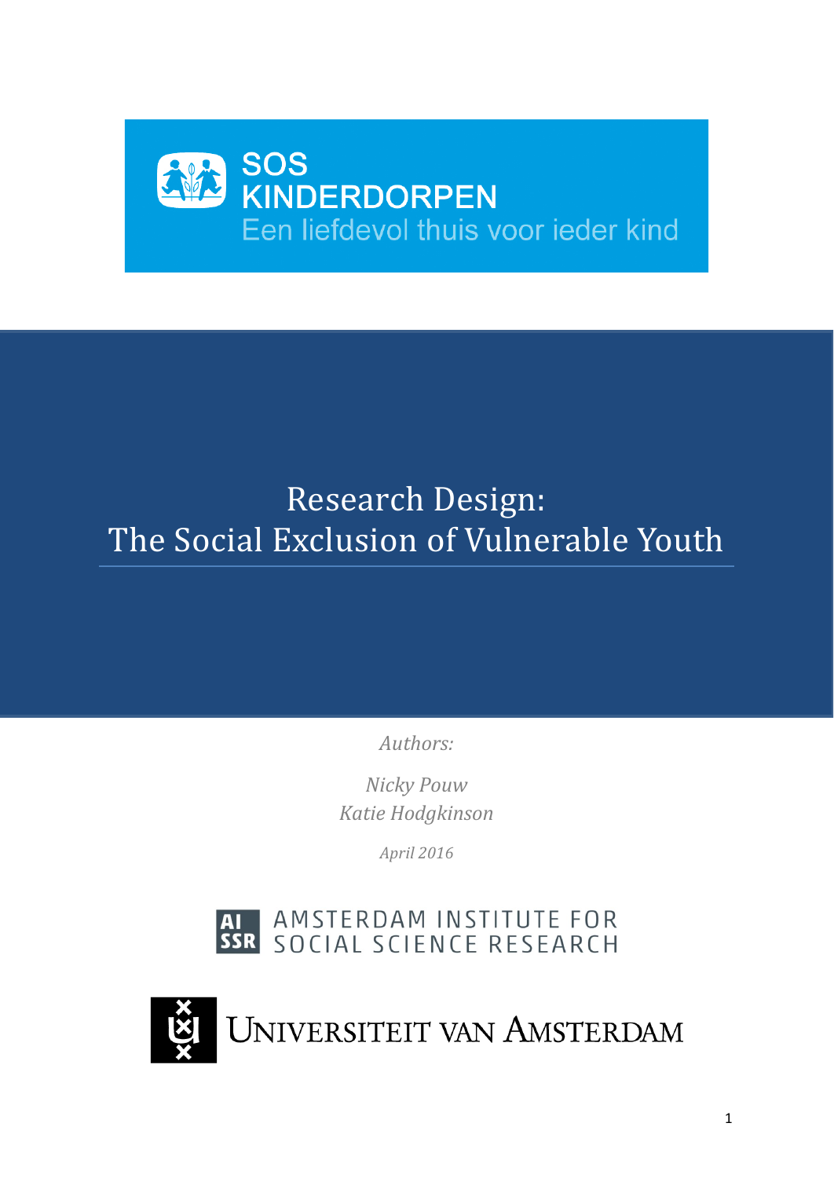SOS KINDERDORPEN

Een liefdevol thuis voor ieder kind

# Research Design: The Social Exclusion of Vulnerable Youth

*Authors:*

*Nicky Pouw*
*Katie Hodgkinson*

*April 2016*

AMSTERDAM INSTITUTE FOR SOCIAL SCIENCE RESEARCH

UNIVERSITEIT VAN AMSTERDAM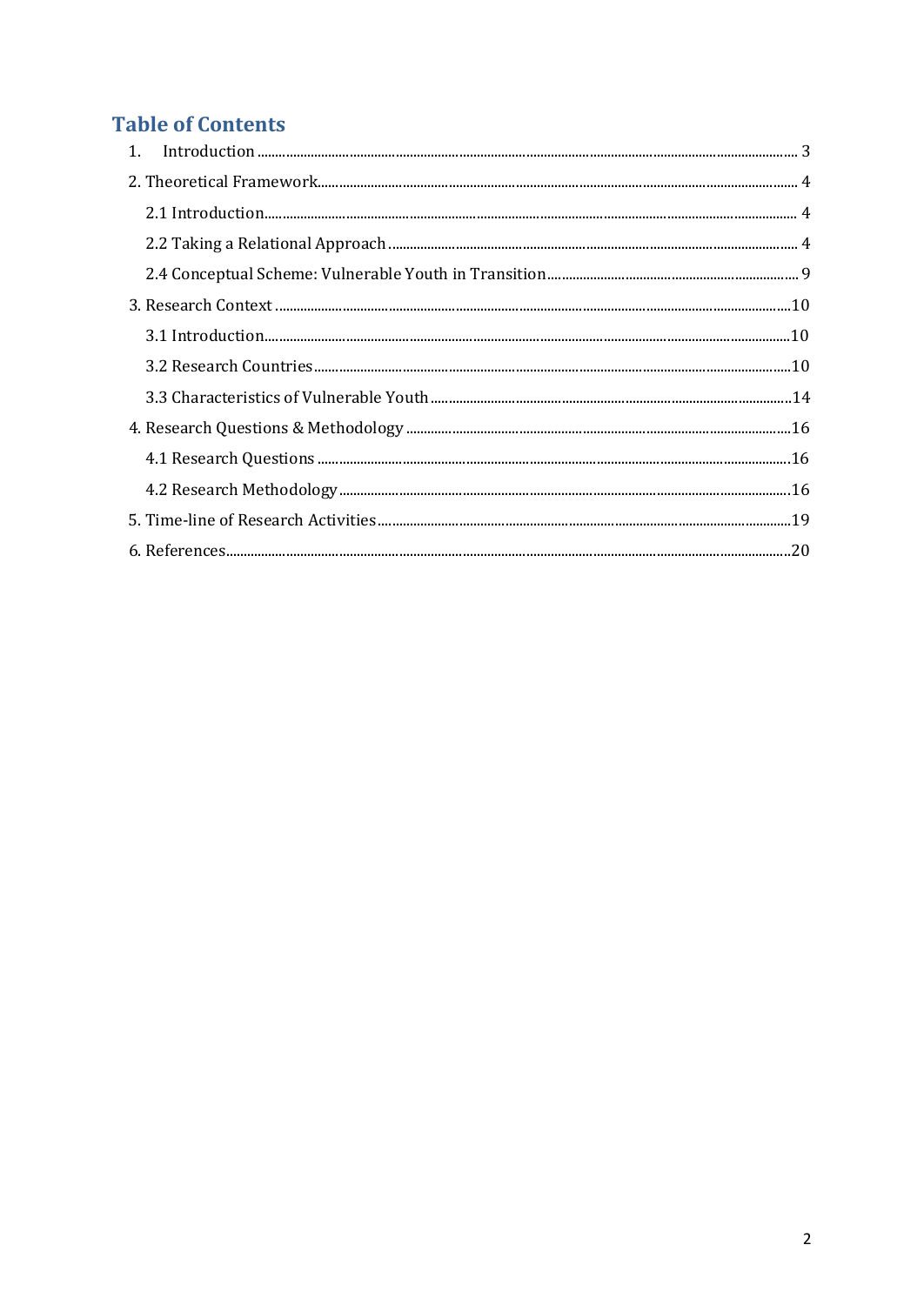## Table of Contents

1. Introduction ..... 3

2. Theoretical Framework ..... 4

 2.1 Introduction ..... 4

 2.2 Taking a Relational Approach ..... 4

 2.4 Conceptual Scheme: Vulnerable Youth in Transition ..... 9

3. Research Context ..... 10

 3.1 Introduction ..... 10

 3.2 Research Countries ..... 10

 3.3 Characteristics of Vulnerable Youth ..... 14

4. Research Questions & Methodology ..... 16

 4.1 Research Questions ..... 16

 4.2 Research Methodology ..... 16

5. Time-line of Research Activities ..... 19

6. References ..... 20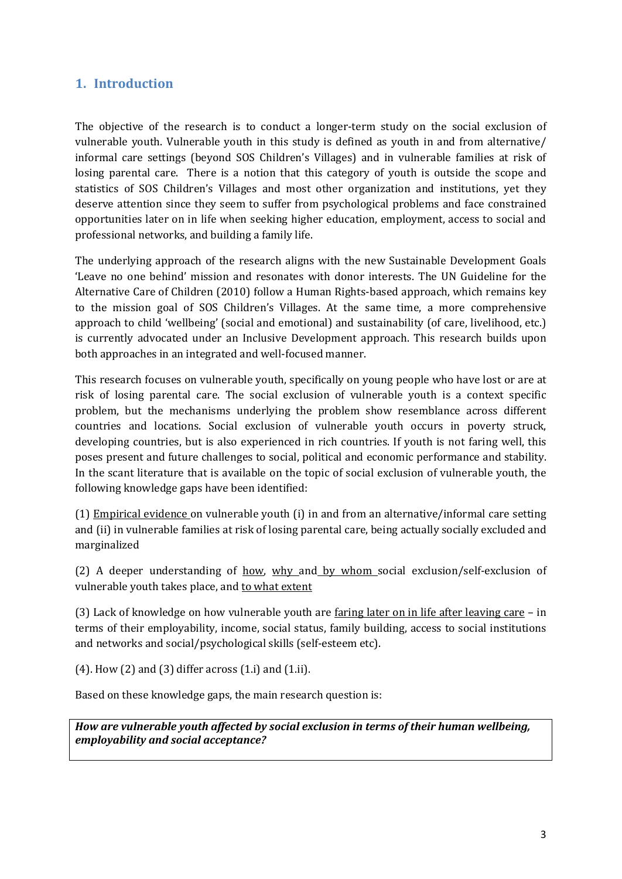## 1. Introduction

The objective of the research is to conduct a longer-term study on the social exclusion of vulnerable youth. Vulnerable youth in this study is defined as youth in and from alternative/ informal care settings (beyond SOS Children's Villages) and in vulnerable families at risk of losing parental care. There is a notion that this category of youth is outside the scope and statistics of SOS Children's Villages and most other organization and institutions, yet they deserve attention since they seem to suffer from psychological problems and face constrained opportunities later on in life when seeking higher education, employment, access to social and professional networks, and building a family life.

The underlying approach of the research aligns with the new Sustainable Development Goals 'Leave no one behind' mission and resonates with donor interests. The UN Guideline for the Alternative Care of Children (2010) follow a Human Rights-based approach, which remains key to the mission goal of SOS Children's Villages. At the same time, a more comprehensive approach to child 'wellbeing' (social and emotional) and sustainability (of care, livelihood, etc.) is currently advocated under an Inclusive Development approach. This research builds upon both approaches in an integrated and well-focused manner.

This research focuses on vulnerable youth, specifically on young people who have lost or are at risk of losing parental care. The social exclusion of vulnerable youth is a context specific problem, but the mechanisms underlying the problem show resemblance across different countries and locations. Social exclusion of vulnerable youth occurs in poverty struck, developing countries, but is also experienced in rich countries. If youth is not faring well, this poses present and future challenges to social, political and economic performance and stability. In the scant literature that is available on the topic of social exclusion of vulnerable youth, the following knowledge gaps have been identified:

(1) <u>Empirical evidence</u> on vulnerable youth (i) in and from an alternative/informal care setting and (ii) in vulnerable families at risk of losing parental care, being actually socially excluded and marginalized

(2) A deeper understanding of <u>how</u>, <u>why</u> and <u>by whom</u> social exclusion/self-exclusion of vulnerable youth takes place, and <u>to what extent</u>

(3) Lack of knowledge on how vulnerable youth are <u>faring later on in life after leaving care</u> – in terms of their employability, income, social status, family building, access to social institutions and networks and social/psychological skills (self-esteem etc).

(4). How (2) and (3) differ across (1.i) and (1.ii).

Based on these knowledge gaps, the main research question is:

***How are vulnerable youth affected by social exclusion in terms of their human wellbeing, employability and social acceptance?***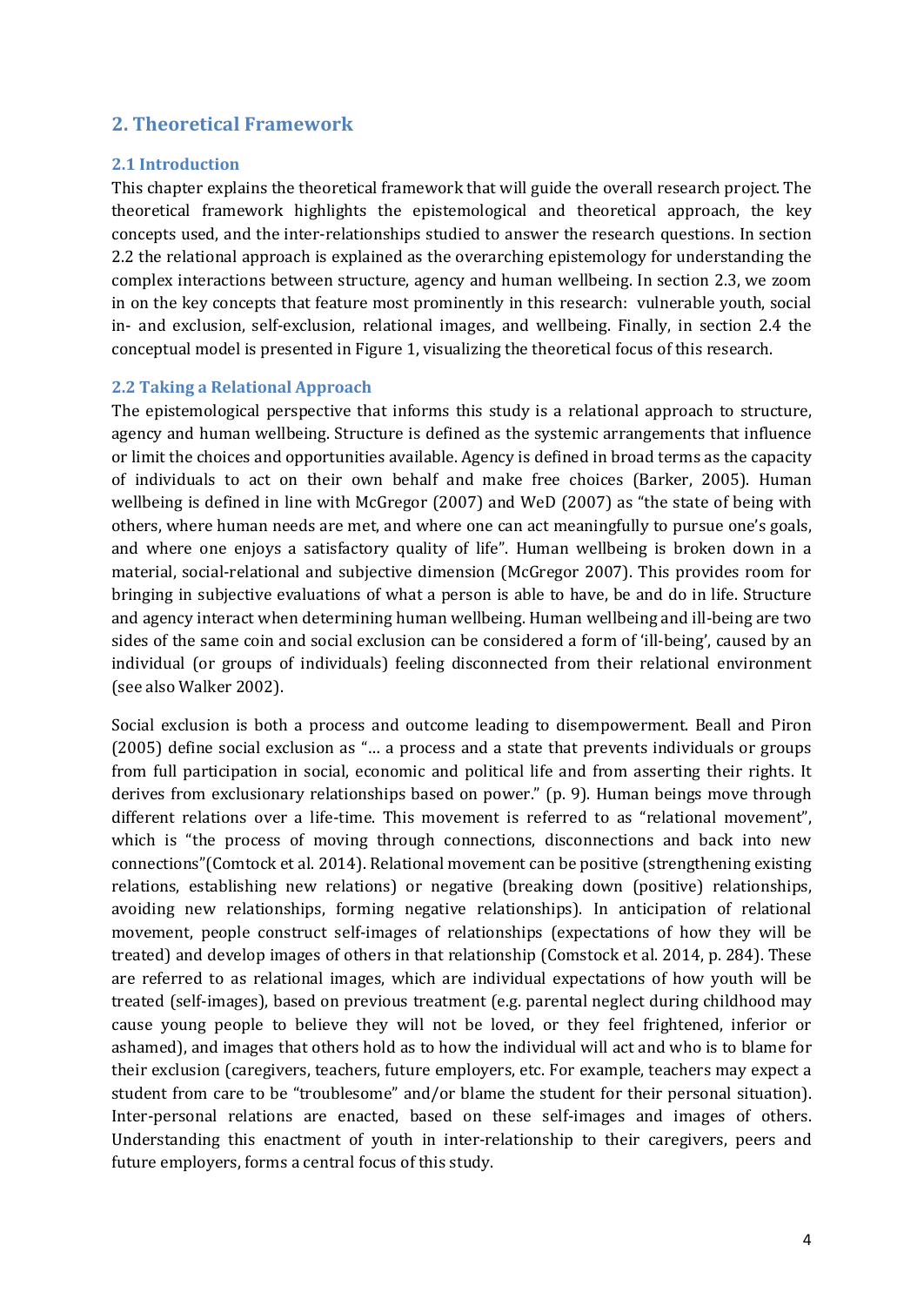## 2. Theoretical Framework

### 2.1 Introduction

This chapter explains the theoretical framework that will guide the overall research project. The theoretical framework highlights the epistemological and theoretical approach, the key concepts used, and the inter-relationships studied to answer the research questions. In section 2.2 the relational approach is explained as the overarching epistemology for understanding the complex interactions between structure, agency and human wellbeing. In section 2.3, we zoom in on the key concepts that feature most prominently in this research: vulnerable youth, social in- and exclusion, self-exclusion, relational images, and wellbeing. Finally, in section 2.4 the conceptual model is presented in Figure 1, visualizing the theoretical focus of this research.

### 2.2 Taking a Relational Approach

The epistemological perspective that informs this study is a relational approach to structure, agency and human wellbeing. Structure is defined as the systemic arrangements that influence or limit the choices and opportunities available. Agency is defined in broad terms as the capacity of individuals to act on their own behalf and make free choices (Barker, 2005). Human wellbeing is defined in line with McGregor (2007) and WeD (2007) as "the state of being with others, where human needs are met, and where one can act meaningfully to pursue one's goals, and where one enjoys a satisfactory quality of life". Human wellbeing is broken down in a material, social-relational and subjective dimension (McGregor 2007). This provides room for bringing in subjective evaluations of what a person is able to have, be and do in life. Structure and agency interact when determining human wellbeing. Human wellbeing and ill-being are two sides of the same coin and social exclusion can be considered a form of 'ill-being', caused by an individual (or groups of individuals) feeling disconnected from their relational environment (see also Walker 2002).

Social exclusion is both a process and outcome leading to disempowerment. Beall and Piron (2005) define social exclusion as "… a process and a state that prevents individuals or groups from full participation in social, economic and political life and from asserting their rights. It derives from exclusionary relationships based on power." (p. 9). Human beings move through different relations over a life-time. This movement is referred to as "relational movement", which is "the process of moving through connections, disconnections and back into new connections"(Comtock et al. 2014). Relational movement can be positive (strengthening existing relations, establishing new relations) or negative (breaking down (positive) relationships, avoiding new relationships, forming negative relationships). In anticipation of relational movement, people construct self-images of relationships (expectations of how they will be treated) and develop images of others in that relationship (Comstock et al. 2014, p. 284). These are referred to as relational images, which are individual expectations of how youth will be treated (self-images), based on previous treatment (e.g. parental neglect during childhood may cause young people to believe they will not be loved, or they feel frightened, inferior or ashamed), and images that others hold as to how the individual will act and who is to blame for their exclusion (caregivers, teachers, future employers, etc. For example, teachers may expect a student from care to be "troublesome" and/or blame the student for their personal situation). Inter-personal relations are enacted, based on these self-images and images of others. Understanding this enactment of youth in inter-relationship to their caregivers, peers and future employers, forms a central focus of this study.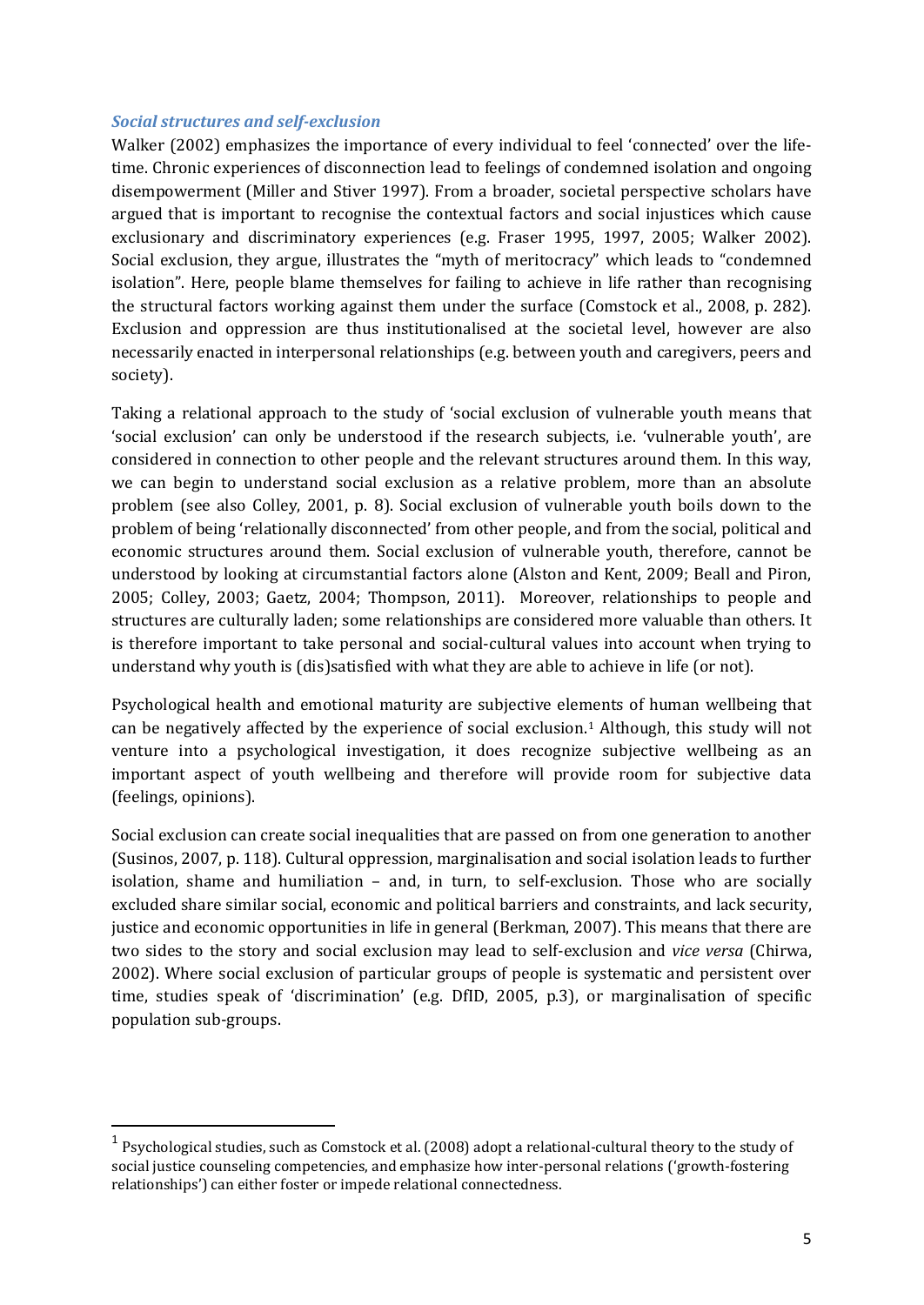### *Social structures and self-exclusion*

Walker (2002) emphasizes the importance of every individual to feel 'connected' over the life-time. Chronic experiences of disconnection lead to feelings of condemned isolation and ongoing disempowerment (Miller and Stiver 1997). From a broader, societal perspective scholars have argued that is important to recognise the contextual factors and social injustices which cause exclusionary and discriminatory experiences (e.g. Fraser 1995, 1997, 2005; Walker 2002). Social exclusion, they argue, illustrates the "myth of meritocracy" which leads to "condemned isolation". Here, people blame themselves for failing to achieve in life rather than recognising the structural factors working against them under the surface (Comstock et al., 2008, p. 282). Exclusion and oppression are thus institutionalised at the societal level, however are also necessarily enacted in interpersonal relationships (e.g. between youth and caregivers, peers and society).

Taking a relational approach to the study of 'social exclusion of vulnerable youth means that 'social exclusion' can only be understood if the research subjects, i.e. 'vulnerable youth', are considered in connection to other people and the relevant structures around them. In this way, we can begin to understand social exclusion as a relative problem, more than an absolute problem (see also Colley, 2001, p. 8). Social exclusion of vulnerable youth boils down to the problem of being 'relationally disconnected' from other people, and from the social, political and economic structures around them. Social exclusion of vulnerable youth, therefore, cannot be understood by looking at circumstantial factors alone (Alston and Kent, 2009; Beall and Piron, 2005; Colley, 2003; Gaetz, 2004; Thompson, 2011). Moreover, relationships to people and structures are culturally laden; some relationships are considered more valuable than others. It is therefore important to take personal and social-cultural values into account when trying to understand why youth is (dis)satisfied with what they are able to achieve in life (or not).

Psychological health and emotional maturity are subjective elements of human wellbeing that can be negatively affected by the experience of social exclusion.[1] Although, this study will not venture into a psychological investigation, it does recognize subjective wellbeing as an important aspect of youth wellbeing and therefore will provide room for subjective data (feelings, opinions).

Social exclusion can create social inequalities that are passed on from one generation to another (Susinos, 2007, p. 118). Cultural oppression, marginalisation and social isolation leads to further isolation, shame and humiliation – and, in turn, to self-exclusion. Those who are socially excluded share similar social, economic and political barriers and constraints, and lack security, justice and economic opportunities in life in general (Berkman, 2007). This means that there are two sides to the story and social exclusion may lead to self-exclusion and *vice versa* (Chirwa, 2002). Where social exclusion of particular groups of people is systematic and persistent over time, studies speak of 'discrimination' (e.g. DfID, 2005, p.3), or marginalisation of specific population sub-groups.

---

[1] Psychological studies, such as Comstock et al. (2008) adopt a relational-cultural theory to the study of social justice counseling competencies, and emphasize how inter-personal relations ('growth-fostering relationships') can either foster or impede relational connectedness.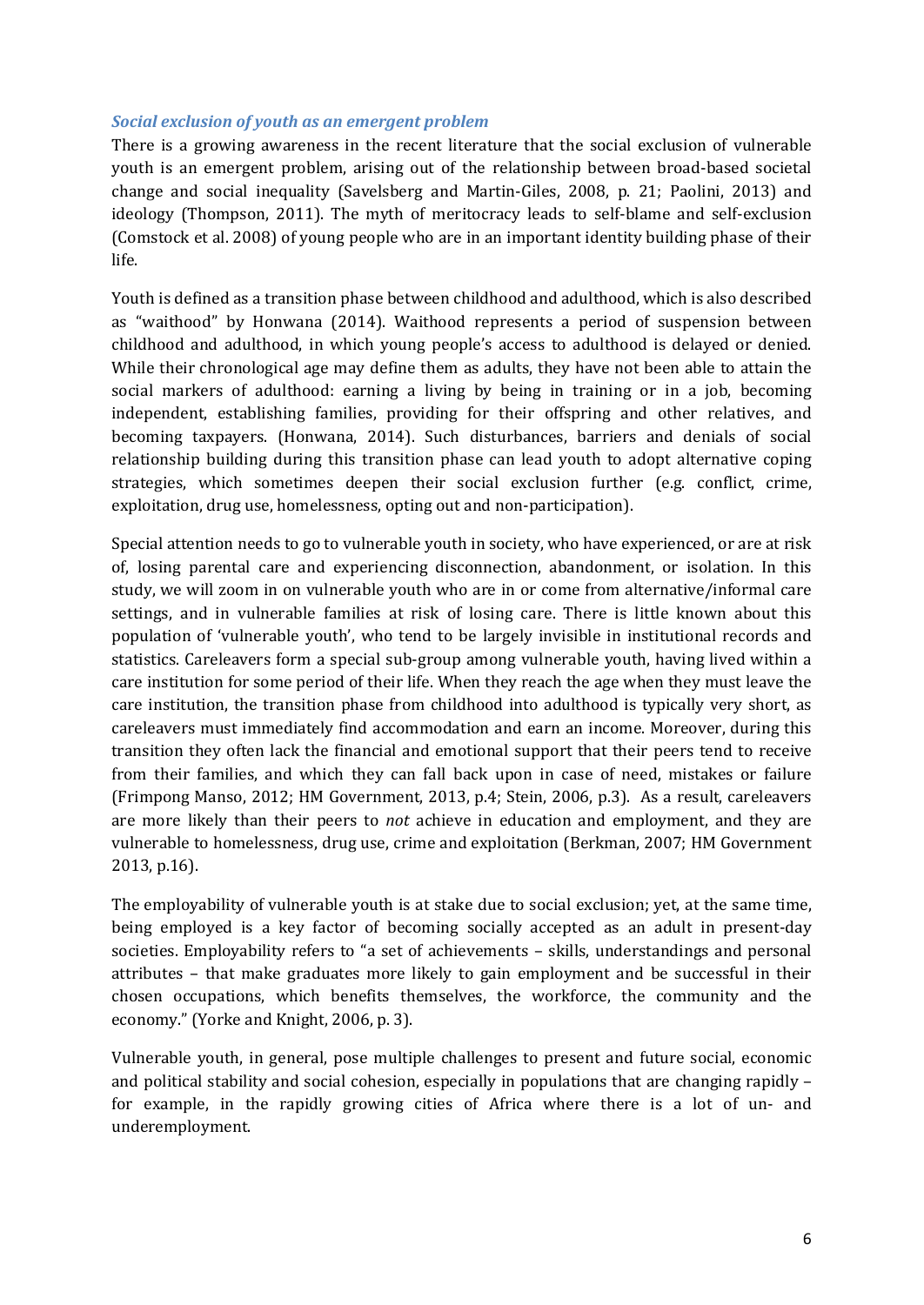### *Social exclusion of youth as an emergent problem*

There is a growing awareness in the recent literature that the social exclusion of vulnerable youth is an emergent problem, arising out of the relationship between broad-based societal change and social inequality (Savelsberg and Martin-Giles, 2008, p. 21; Paolini, 2013) and ideology (Thompson, 2011). The myth of meritocracy leads to self-blame and self-exclusion (Comstock et al. 2008) of young people who are in an important identity building phase of their life.

Youth is defined as a transition phase between childhood and adulthood, which is also described as "waithood" by Honwana (2014). Waithood represents a period of suspension between childhood and adulthood, in which young people's access to adulthood is delayed or denied. While their chronological age may define them as adults, they have not been able to attain the social markers of adulthood: earning a living by being in training or in a job, becoming independent, establishing families, providing for their offspring and other relatives, and becoming taxpayers. (Honwana, 2014). Such disturbances, barriers and denials of social relationship building during this transition phase can lead youth to adopt alternative coping strategies, which sometimes deepen their social exclusion further (e.g. conflict, crime, exploitation, drug use, homelessness, opting out and non-participation).

Special attention needs to go to vulnerable youth in society, who have experienced, or are at risk of, losing parental care and experiencing disconnection, abandonment, or isolation. In this study, we will zoom in on vulnerable youth who are in or come from alternative/informal care settings, and in vulnerable families at risk of losing care. There is little known about this population of 'vulnerable youth', who tend to be largely invisible in institutional records and statistics. Careleavers form a special sub-group among vulnerable youth, having lived within a care institution for some period of their life. When they reach the age when they must leave the care institution, the transition phase from childhood into adulthood is typically very short, as careleavers must immediately find accommodation and earn an income. Moreover, during this transition they often lack the financial and emotional support that their peers tend to receive from their families, and which they can fall back upon in case of need, mistakes or failure (Frimpong Manso, 2012; HM Government, 2013, p.4; Stein, 2006, p.3). As a result, careleavers are more likely than their peers to *not* achieve in education and employment, and they are vulnerable to homelessness, drug use, crime and exploitation (Berkman, 2007; HM Government 2013, p.16).

The employability of vulnerable youth is at stake due to social exclusion; yet, at the same time, being employed is a key factor of becoming socially accepted as an adult in present-day societies. Employability refers to "a set of achievements – skills, understandings and personal attributes – that make graduates more likely to gain employment and be successful in their chosen occupations, which benefits themselves, the workforce, the community and the economy." (Yorke and Knight, 2006, p. 3).

Vulnerable youth, in general, pose multiple challenges to present and future social, economic and political stability and social cohesion, especially in populations that are changing rapidly – for example, in the rapidly growing cities of Africa where there is a lot of un- and underemployment.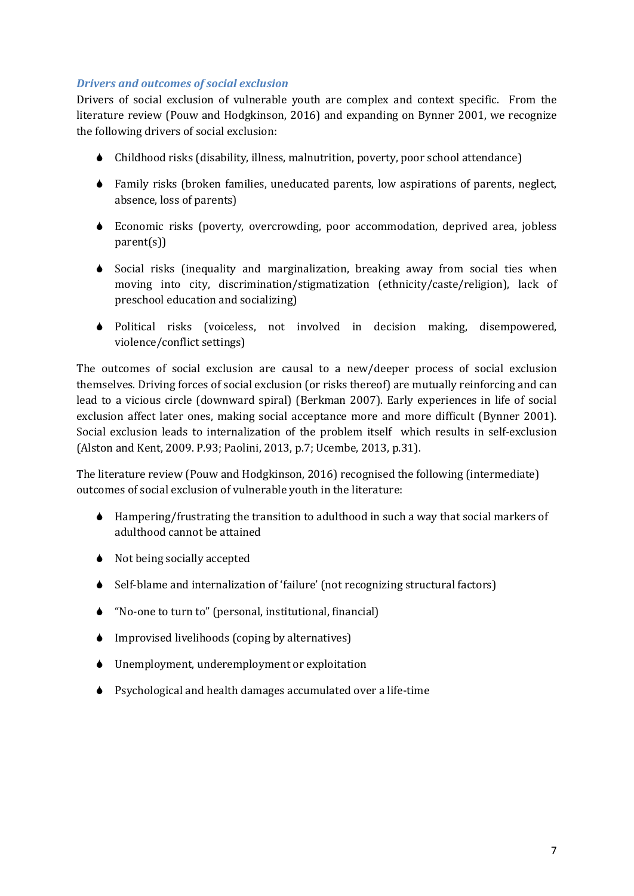### *Drivers and outcomes of social exclusion*

Drivers of social exclusion of vulnerable youth are complex and context specific. From the literature review (Pouw and Hodgkinson, 2016) and expanding on Bynner 2001, we recognize the following drivers of social exclusion:

- Childhood risks (disability, illness, malnutrition, poverty, poor school attendance)
- Family risks (broken families, uneducated parents, low aspirations of parents, neglect, absence, loss of parents)
- Economic risks (poverty, overcrowding, poor accommodation, deprived area, jobless parent(s))
- Social risks (inequality and marginalization, breaking away from social ties when moving into city, discrimination/stigmatization (ethnicity/caste/religion), lack of preschool education and socializing)
- Political risks (voiceless, not involved in decision making, disempowered, violence/conflict settings)

The outcomes of social exclusion are causal to a new/deeper process of social exclusion themselves. Driving forces of social exclusion (or risks thereof) are mutually reinforcing and can lead to a vicious circle (downward spiral) (Berkman 2007). Early experiences in life of social exclusion affect later ones, making social acceptance more and more difficult (Bynner 2001). Social exclusion leads to internalization of the problem itself which results in self-exclusion (Alston and Kent, 2009. P.93; Paolini, 2013, p.7; Ucembe, 2013, p.31).

The literature review (Pouw and Hodgkinson, 2016) recognised the following (intermediate) outcomes of social exclusion of vulnerable youth in the literature:

- Hampering/frustrating the transition to adulthood in such a way that social markers of adulthood cannot be attained
- Not being socially accepted
- Self-blame and internalization of 'failure' (not recognizing structural factors)
- "No-one to turn to" (personal, institutional, financial)
- Improvised livelihoods (coping by alternatives)
- Unemployment, underemployment or exploitation
- Psychological and health damages accumulated over a life-time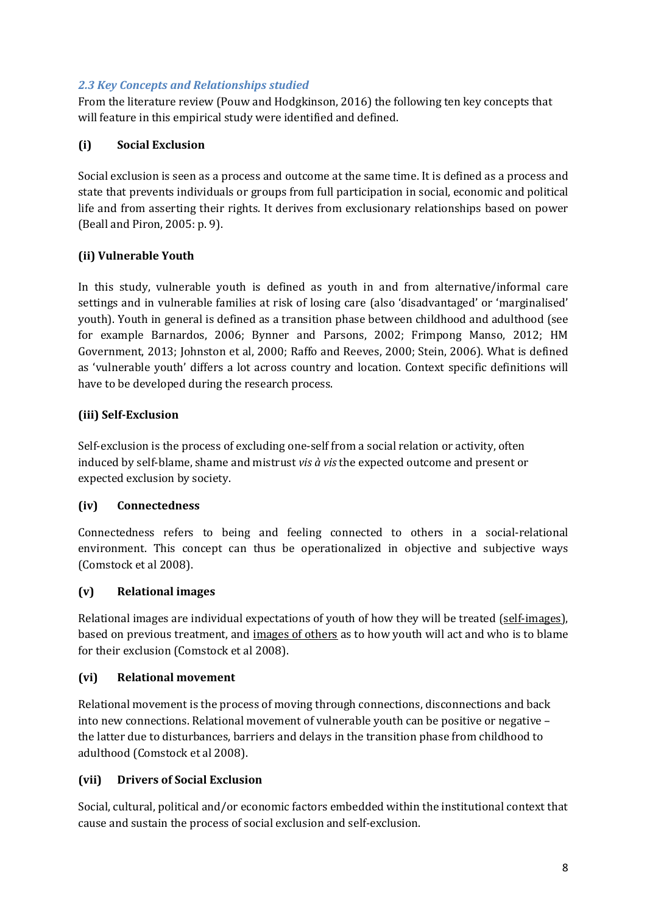### *2.3 Key Concepts and Relationships studied*

From the literature review (Pouw and Hodgkinson, 2016) the following ten key concepts that will feature in this empirical study were identified and defined.

#### (i) Social Exclusion

Social exclusion is seen as a process and outcome at the same time. It is defined as a process and state that prevents individuals or groups from full participation in social, economic and political life and from asserting their rights. It derives from exclusionary relationships based on power (Beall and Piron, 2005: p. 9).

#### (ii) Vulnerable Youth

In this study, vulnerable youth is defined as youth in and from alternative/informal care settings and in vulnerable families at risk of losing care (also 'disadvantaged' or 'marginalised' youth). Youth in general is defined as a transition phase between childhood and adulthood (see for example Barnardos, 2006; Bynner and Parsons, 2002; Frimpong Manso, 2012; HM Government, 2013; Johnston et al, 2000; Raffo and Reeves, 2000; Stein, 2006). What is defined as 'vulnerable youth' differs a lot across country and location. Context specific definitions will have to be developed during the research process.

#### (iii) Self-Exclusion

Self-exclusion is the process of excluding one-self from a social relation or activity, often induced by self-blame, shame and mistrust *vis à vis* the expected outcome and present or expected exclusion by society.

#### (iv) Connectedness

Connectedness refers to being and feeling connected to others in a social-relational environment. This concept can thus be operationalized in objective and subjective ways (Comstock et al 2008).

#### (v) Relational images

Relational images are individual expectations of youth of how they will be treated (self-images), based on previous treatment, and images of others as to how youth will act and who is to blame for their exclusion (Comstock et al 2008).

#### (vi) Relational movement

Relational movement is the process of moving through connections, disconnections and back into new connections. Relational movement of vulnerable youth can be positive or negative – the latter due to disturbances, barriers and delays in the transition phase from childhood to adulthood (Comstock et al 2008).

#### (vii) Drivers of Social Exclusion

Social, cultural, political and/or economic factors embedded within the institutional context that cause and sustain the process of social exclusion and self-exclusion.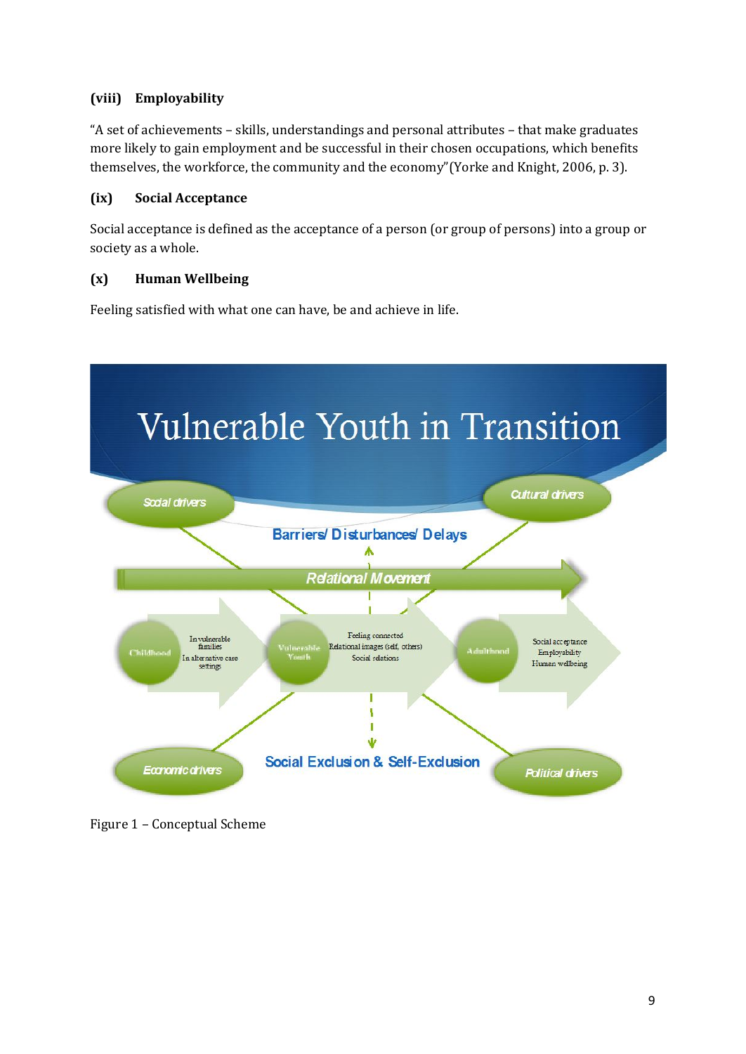**(viii) Employability**

"A set of achievements – skills, understandings and personal attributes – that make graduates more likely to gain employment and be successful in their chosen occupations, which benefits themselves, the workforce, the community and the economy" (Yorke and Knight, 2006, p. 3).

**(ix) Social Acceptance**

Social acceptance is defined as the acceptance of a person (or group of persons) into a group or society as a whole.

**(x) Human Wellbeing**

Feeling satisfied with what one can have, be and achieve in life.

Figure 1 – Conceptual Scheme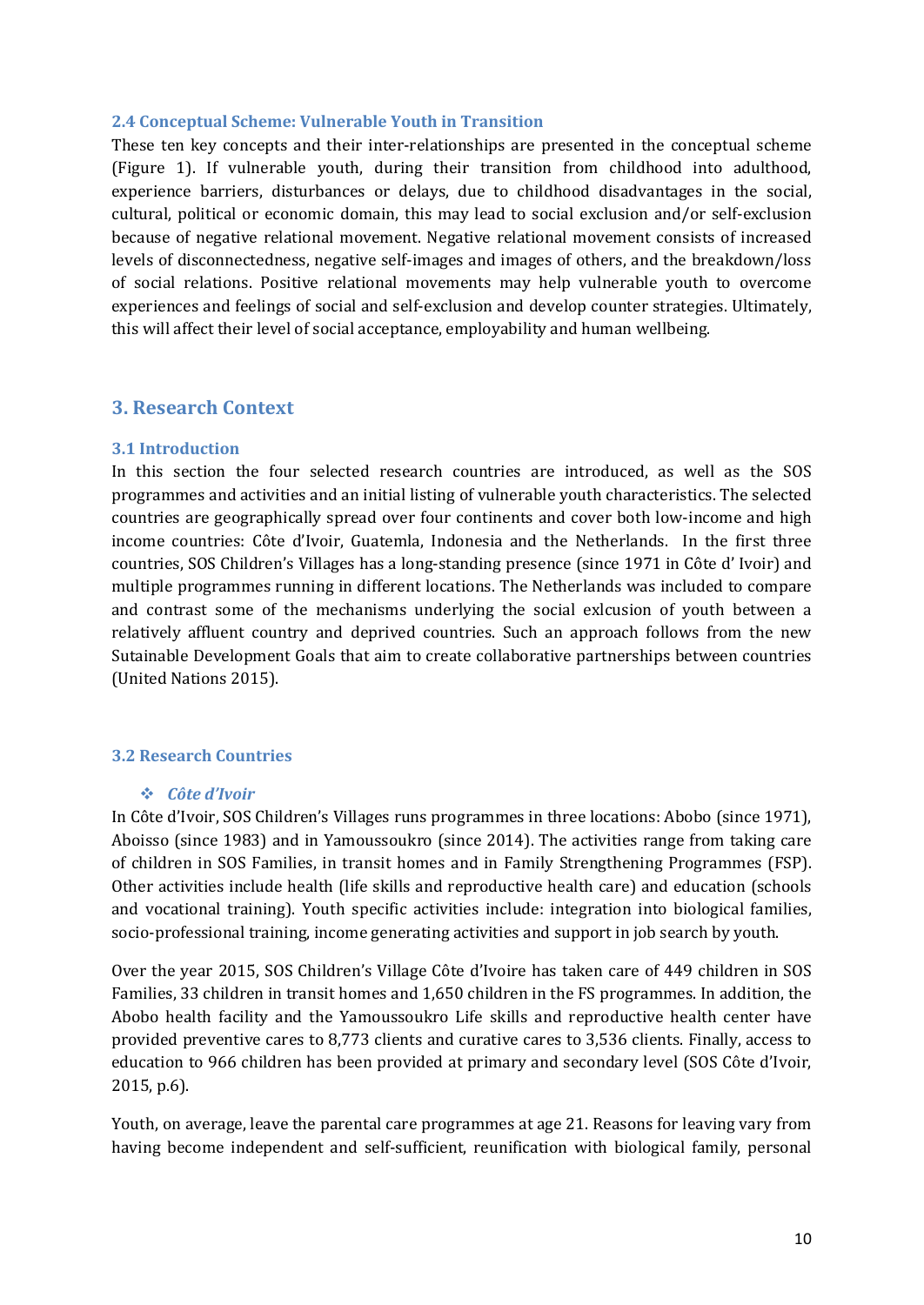### 2.4 Conceptual Scheme: Vulnerable Youth in Transition

These ten key concepts and their inter-relationships are presented in the conceptual scheme (Figure 1). If vulnerable youth, during their transition from childhood into adulthood, experience barriers, disturbances or delays, due to childhood disadvantages in the social, cultural, political or economic domain, this may lead to social exclusion and/or self-exclusion because of negative relational movement. Negative relational movement consists of increased levels of disconnectedness, negative self-images and images of others, and the breakdown/loss of social relations. Positive relational movements may help vulnerable youth to overcome experiences and feelings of social and self-exclusion and develop counter strategies. Ultimately, this will affect their level of social acceptance, employability and human wellbeing.

## 3. Research Context

### 3.1 Introduction

In this section the four selected research countries are introduced, as well as the SOS programmes and activities and an initial listing of vulnerable youth characteristics. The selected countries are geographically spread over four continents and cover both low-income and high income countries: Côte d'Ivoir, Guatemla, Indonesia and the Netherlands. In the first three countries, SOS Children's Villages has a long-standing presence (since 1971 in Côte d' Ivoir) and multiple programmes running in different locations. The Netherlands was included to compare and contrast some of the mechanisms underlying the social exlcusion of youth between a relatively affluent country and deprived countries. Such an approach follows from the new Sutainable Development Goals that aim to create collaborative partnerships between countries (United Nations 2015).

### 3.2 Research Countries

- ***Côte d'Ivoir***

In Côte d'Ivoir, SOS Children's Villages runs programmes in three locations: Abobo (since 1971), Aboisso (since 1983) and in Yamoussoukro (since 2014). The activities range from taking care of children in SOS Families, in transit homes and in Family Strengthening Programmes (FSP). Other activities include health (life skills and reproductive health care) and education (schools and vocational training). Youth specific activities include: integration into biological families, socio-professional training, income generating activities and support in job search by youth.

Over the year 2015, SOS Children's Village Côte d'Ivoire has taken care of 449 children in SOS Families, 33 children in transit homes and 1,650 children in the FS programmes. In addition, the Abobo health facility and the Yamoussoukro Life skills and reproductive health center have provided preventive cares to 8,773 clients and curative cares to 3,536 clients. Finally, access to education to 966 children has been provided at primary and secondary level (SOS Côte d'Ivoir, 2015, p.6).

Youth, on average, leave the parental care programmes at age 21. Reasons for leaving vary from having become independent and self-sufficient, reunification with biological family, personal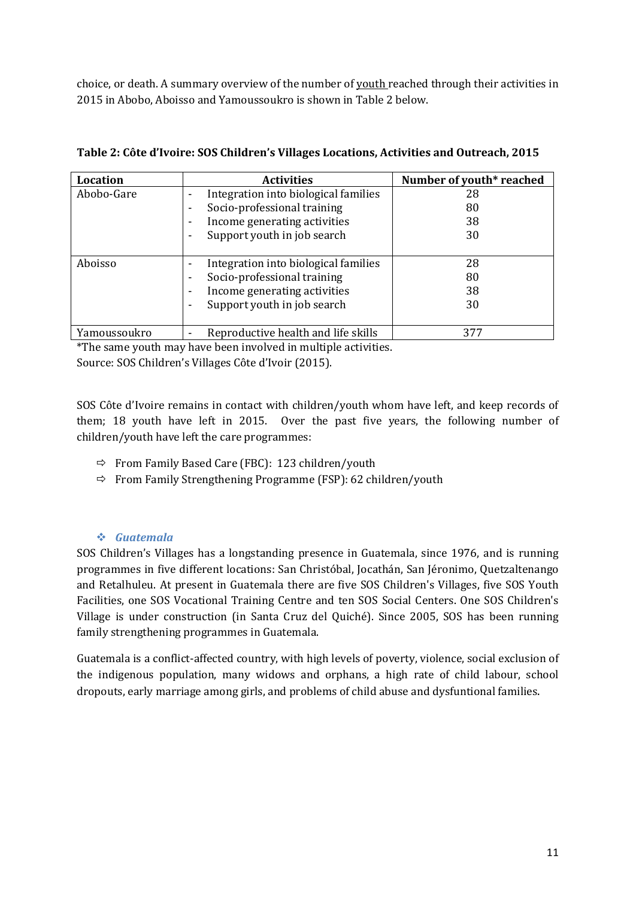choice, or death. A summary overview of the number of youth reached through their activities in 2015 in Abobo, Aboisso and Yamoussoukro is shown in Table 2 below.

**Table 2: Côte d'Ivoire: SOS Children's Villages Locations, Activities and Outreach, 2015**

| Location | Activities | Number of youth* reached |
|---|---|---|
| Abobo-Gare | - Integration into biological families<br>- Socio-professional training<br>- Income generating activities<br>- Support youth in job search | 28<br>80<br>38<br>30 |
| Aboisso | - Integration into biological families<br>- Socio-professional training<br>- Income generating activities<br>- Support youth in job search | 28<br>80<br>38<br>30 |
| Yamoussoukro | - Reproductive health and life skills | 377 |

*The same youth may have been involved in multiple activities.
Source: SOS Children's Villages Côte d'Ivoir (2015).

SOS Côte d'Ivoire remains in contact with children/youth whom have left, and keep records of them; 18 youth have left in 2015. Over the past five years, the following number of children/youth have left the care programmes:

- ⇨ From Family Based Care (FBC): 123 children/youth
- ⇨ From Family Strengthening Programme (FSP): 62 children/youth

### ❖ *Guatemala*

SOS Children's Villages has a longstanding presence in Guatemala, since 1976, and is running programmes in five different locations: San Christóbal, Jocathán, San Jéronimo, Quetzaltenango and Retalhuleu. At present in Guatemala there are five SOS Children's Villages, five SOS Youth Facilities, one SOS Vocational Training Centre and ten SOS Social Centers. One SOS Children's Village is under construction (in Santa Cruz del Quiché). Since 2005, SOS has been running family strengthening programmes in Guatemala.

Guatemala is a conflict-affected country, with high levels of poverty, violence, social exclusion of the indigenous population, many widows and orphans, a high rate of child labour, school dropouts, early marriage among girls, and problems of child abuse and dysfuntional families.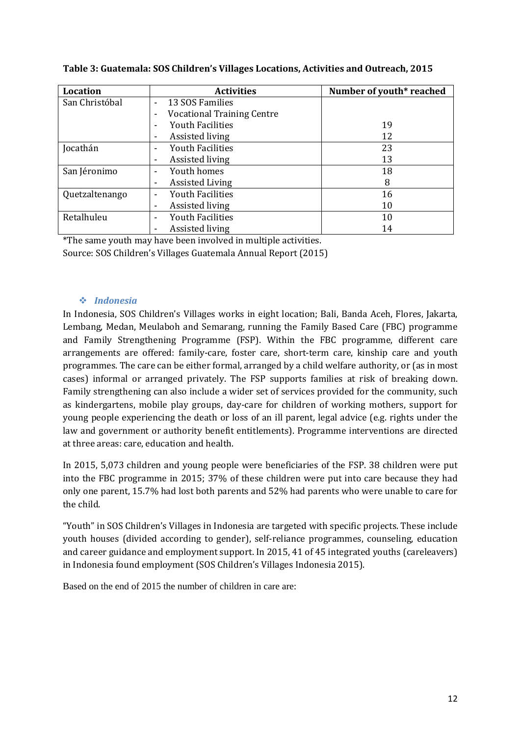**Table 3: Guatemala: SOS Children's Villages Locations, Activities and Outreach, 2015**

| Location | Activities | Number of youth* reached |
|---|---|---|
| San Christóbal | - 13 SOS Families | |
| | - Vocational Training Centre | |
| | - Youth Facilities | 19 |
| | - Assisted living | 12 |
| Jocathán | - Youth Facilities | 23 |
| | - Assisted living | 13 |
| San Jéronimo | - Youth homes | 18 |
| | - Assisted Living | 8 |
| Quetzaltenango | - Youth Facilities | 16 |
| | - Assisted living | 10 |
| Retalhuleu | - Youth Facilities | 10 |
| | - Assisted living | 14 |

*The same youth may have been involved in multiple activities.

Source: SOS Children's Villages Guatemala Annual Report (2015)

### *Indonesia*

In Indonesia, SOS Children's Villages works in eight location; Bali, Banda Aceh, Flores, Jakarta, Lembang, Medan, Meulaboh and Semarang, running the Family Based Care (FBC) programme and Family Strengthening Programme (FSP). Within the FBC programme, different care arrangements are offered: family-care, foster care, short-term care, kinship care and youth programmes. The care can be either formal, arranged by a child welfare authority, or (as in most cases) informal or arranged privately. The FSP supports families at risk of breaking down. Family strengthening can also include a wider set of services provided for the community, such as kindergartens, mobile play groups, day-care for children of working mothers, support for young people experiencing the death or loss of an ill parent, legal advice (e.g. rights under the law and government or authority benefit entitlements). Programme interventions are directed at three areas: care, education and health.

In 2015, 5,073 children and young people were beneficiaries of the FSP. 38 children were put into the FBC programme in 2015; 37% of these children were put into care because they had only one parent, 15.7% had lost both parents and 52% had parents who were unable to care for the child.

"Youth" in SOS Children's Villages in Indonesia are targeted with specific projects. These include youth houses (divided according to gender), self-reliance programmes, counseling, education and career guidance and employment support. In 2015, 41 of 45 integrated youths (careleavers) in Indonesia found employment (SOS Children's Villages Indonesia 2015).

Based on the end of 2015 the number of children in care are: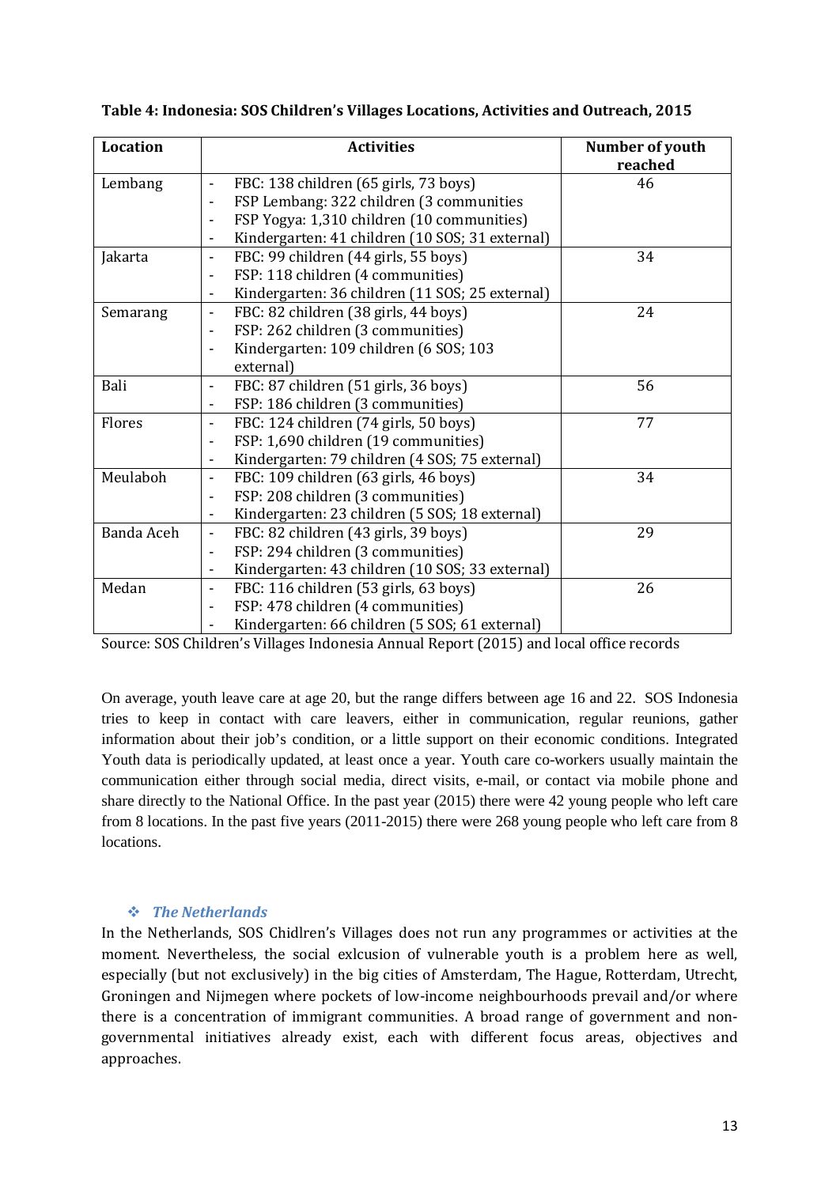**Table 4: Indonesia: SOS Children's Villages Locations, Activities and Outreach, 2015**

| Location | Activities | Number of youth reached |
|---|---|---|
| Lembang | - FBC: 138 children (65 girls, 73 boys)<br>- FSP Lembang: 322 children (3 communities<br>- FSP Yogya: 1,310 children (10 communities)<br>- Kindergarten: 41 children (10 SOS; 31 external) | 46 |
| Jakarta | - FBC: 99 children (44 girls, 55 boys)<br>- FSP: 118 children (4 communities)<br>- Kindergarten: 36 children (11 SOS; 25 external) | 34 |
| Semarang | - FBC: 82 children (38 girls, 44 boys)<br>- FSP: 262 children (3 communities)<br>- Kindergarten: 109 children (6 SOS; 103 external) | 24 |
| Bali | - FBC: 87 children (51 girls, 36 boys)<br>- FSP: 186 children (3 communities) | 56 |
| Flores | - FBC: 124 children (74 girls, 50 boys)<br>- FSP: 1,690 children (19 communities)<br>- Kindergarten: 79 children (4 SOS; 75 external) | 77 |
| Meulaboh | - FBC: 109 children (63 girls, 46 boys)<br>- FSP: 208 children (3 communities)<br>- Kindergarten: 23 children (5 SOS; 18 external) | 34 |
| Banda Aceh | - FBC: 82 children (43 girls, 39 boys)<br>- FSP: 294 children (3 communities)<br>- Kindergarten: 43 children (10 SOS; 33 external) | 29 |
| Medan | - FBC: 116 children (53 girls, 63 boys)<br>- FSP: 478 children (4 communities)<br>- Kindergarten: 66 children (5 SOS; 61 external) | 26 |

Source: SOS Children's Villages Indonesia Annual Report (2015) and local office records

On average, youth leave care at age 20, but the range differs between age 16 and 22. SOS Indonesia tries to keep in contact with care leavers, either in communication, regular reunions, gather information about their job's condition, or a little support on their economic conditions. Integrated Youth data is periodically updated, at least once a year. Youth care co-workers usually maintain the communication either through social media, direct visits, e-mail, or contact via mobile phone and share directly to the National Office. In the past year (2015) there were 42 young people who left care from 8 locations. In the past five years (2011-2015) there were 268 young people who left care from 8 locations.

### *The Netherlands*

In the Netherlands, SOS Chidlren's Villages does not run any programmes or activities at the moment. Nevertheless, the social exlcusion of vulnerable youth is a problem here as well, especially (but not exclusively) in the big cities of Amsterdam, The Hague, Rotterdam, Utrecht, Groningen and Nijmegen where pockets of low-income neighbourhoods prevail and/or where there is a concentration of immigrant communities. A broad range of government and non-governmental initiatives already exist, each with different focus areas, objectives and approaches.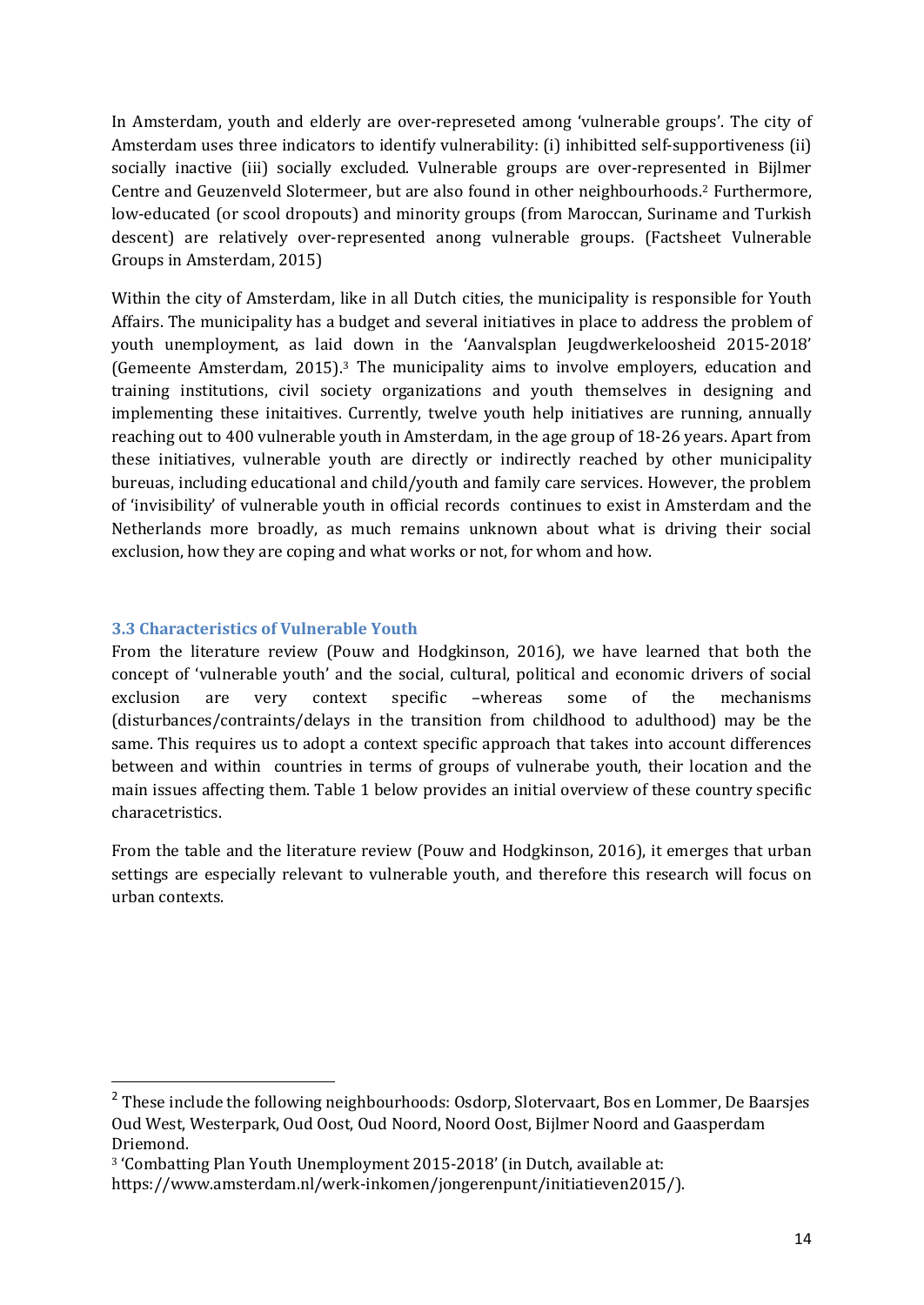In Amsterdam, youth and elderly are over-represeted among 'vulnerable groups'. The city of Amsterdam uses three indicators to identify vulnerability: (i) inhibitted self-supportiveness (ii) socially inactive (iii) socially excluded. Vulnerable groups are over-represented in Bijlmer Centre and Geuzenveld Slotermeer, but are also found in other neighbourhoods.[2] Furthermore, low-educated (or scool dropouts) and minority groups (from Maroccan, Suriname and Turkish descent) are relatively over-represented anong vulnerable groups. (Factsheet Vulnerable Groups in Amsterdam, 2015)

Within the city of Amsterdam, like in all Dutch cities, the municipality is responsible for Youth Affairs. The municipality has a budget and several initiatives in place to address the problem of youth unemployment, as laid down in the 'Aanvalsplan Jeugdwerkeloosheid 2015-2018' (Gemeente Amsterdam, 2015).[3] The municipality aims to involve employers, education and training institutions, civil society organizations and youth themselves in designing and implementing these initaitives. Currently, twelve youth help initiatives are running, annually reaching out to 400 vulnerable youth in Amsterdam, in the age group of 18-26 years. Apart from these initiatives, vulnerable youth are directly or indirectly reached by other municipality bureuas, including educational and child/youth and family care services. However, the problem of 'invisibility' of vulnerable youth in official records continues to exist in Amsterdam and the Netherlands more broadly, as much remains unknown about what is driving their social exclusion, how they are coping and what works or not, for whom and how.

### 3.3 Characteristics of Vulnerable Youth

From the literature review (Pouw and Hodgkinson, 2016), we have learned that both the concept of 'vulnerable youth' and the social, cultural, political and economic drivers of social exclusion are very context specific –whereas some of the mechanisms (disturbances/contraints/delays in the transition from childhood to adulthood) may be the same. This requires us to adopt a context specific approach that takes into account differences between and within countries in terms of groups of vulnerabe youth, their location and the main issues affecting them. Table 1 below provides an initial overview of these country specific characetristics.

From the table and the literature review (Pouw and Hodgkinson, 2016), it emerges that urban settings are especially relevant to vulnerable youth, and therefore this research will focus on urban contexts.

---

[2] These include the following neighbourhoods: Osdorp, Slotervaart, Bos en Lommer, De Baarsjes Oud West, Westerpark, Oud Oost, Oud Noord, Noord Oost, Bijlmer Noord and Gaasperdam Driemond.

[3] 'Combatting Plan Youth Unemployment 2015-2018' (in Dutch, available at: https://www.amsterdam.nl/werk-inkomen/jongerenpunt/initiatieven2015/).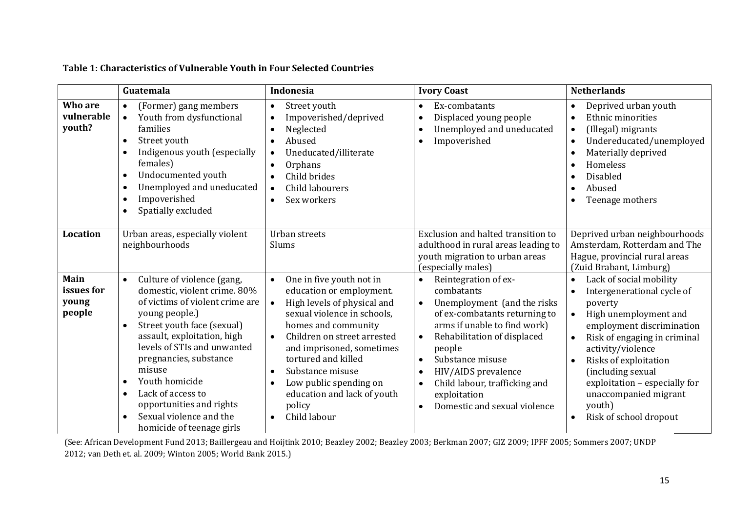**Table 1: Characteristics of Vulnerable Youth in Four Selected Countries**

| | Guatemala | Indonesia | Ivory Coast | Netherlands |
|---|---|---|---|---|
| **Who are vulnerable youth?** | • (Former) gang members<br>• Youth from dysfunctional families<br>• Street youth<br>• Indigenous youth (especially females)<br>• Undocumented youth<br>• Unemployed and uneducated<br>• Impoverished<br>• Spatially excluded | • Street youth<br>• Impoverished/deprived<br>• Neglected<br>• Abused<br>• Uneducated/illiterate<br>• Orphans<br>• Child brides<br>• Child labourers<br>• Sex workers | • Ex-combatants<br>• Displaced young people<br>• Unemployed and uneducated<br>• Impoverished | • Deprived urban youth<br>• Ethnic minorities<br>• (Illegal) migrants<br>• Undereducated/unemployed<br>• Materially deprived<br>• Homeless<br>• Disabled<br>• Abused<br>• Teenage mothers |
| **Location** | Urban areas, especially violent neighbourhoods | Urban streets<br>Slums | Exclusion and halted transition to adulthood in rural areas leading to youth migration to urban areas (especially males) | Deprived urban neighbourhoods Amsterdam, Rotterdam and The Hague, provincial rural areas (Zuid Brabant, Limburg) |
| **Main issues for young people** | • Culture of violence (gang, domestic, violent crime. 80% of victims of violent crime are young people.)<br>• Street youth face (sexual) assault, exploitation, high levels of STIs and unwanted pregnancies, substance misuse<br>• Youth homicide<br>• Lack of access to opportunities and rights<br>• Sexual violence and the homicide of teenage girls | • One in five youth not in education or employment.<br>• High levels of physical and sexual violence in schools, homes and community<br>• Children on street arrested and imprisoned, sometimes tortured and killed<br>• Substance misuse<br>• Low public spending on education and lack of youth policy<br>• Child labour | • Reintegration of ex-combatants<br>• Unemployment (and the risks of ex-combatants returning to arms if unable to find work)<br>• Rehabilitation of displaced people<br>• Substance misuse<br>• HIV/AIDS prevalence<br>• Child labour, trafficking and exploitation<br>• Domestic and sexual violence | • Lack of social mobility<br>• Intergenerational cycle of poverty<br>• High unemployment and employment discrimination<br>• Risk of engaging in criminal activity/violence<br>• Risks of exploitation (including sexual exploitation – especially for unaccompanied migrant youth)<br>• Risk of school dropout |

(See: African Development Fund 2013; Baillergeau and Hoijtink 2010; Beazley 2002; Beazley 2003; Berkman 2007; GIZ 2009; IPFF 2005; Sommers 2007; UNDP 2012; van Deth et. al. 2009; Winton 2005; World Bank 2015.)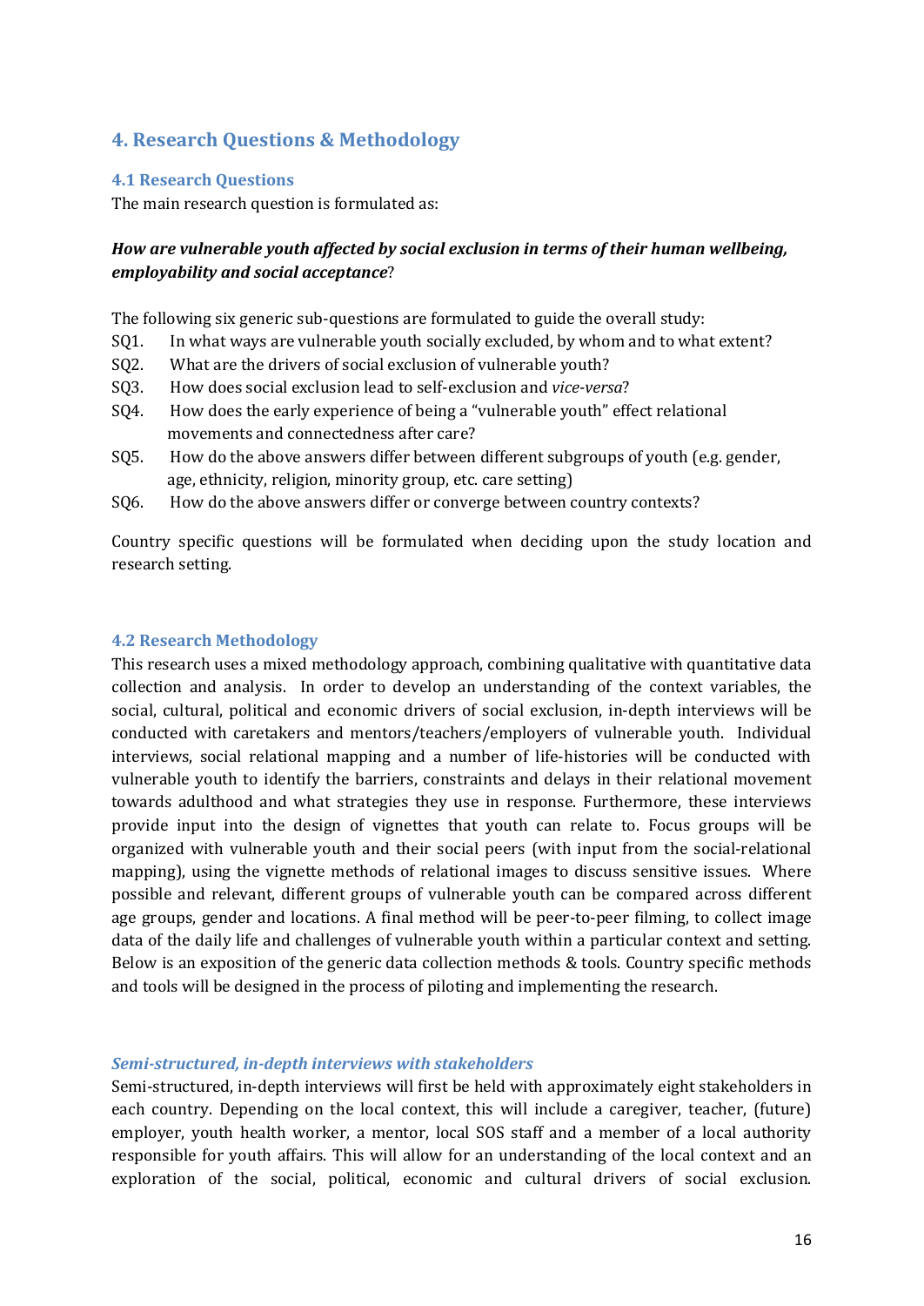## 4. Research Questions & Methodology

### 4.1 Research Questions

The main research question is formulated as:

***How are vulnerable youth affected by social exclusion in terms of their human wellbeing, employability and social acceptance*?**

The following six generic sub-questions are formulated to guide the overall study:

SQ1. In what ways are vulnerable youth socially excluded, by whom and to what extent?
SQ2. What are the drivers of social exclusion of vulnerable youth?
SQ3. How does social exclusion lead to self-exclusion and *vice-versa*?
SQ4. How does the early experience of being a "vulnerable youth" effect relational movements and connectedness after care?
SQ5. How do the above answers differ between different subgroups of youth (e.g. gender, age, ethnicity, religion, minority group, etc. care setting)
SQ6. How do the above answers differ or converge between country contexts?

Country specific questions will be formulated when deciding upon the study location and research setting.

### 4.2 Research Methodology

This research uses a mixed methodology approach, combining qualitative with quantitative data collection and analysis. In order to develop an understanding of the context variables, the social, cultural, political and economic drivers of social exclusion, in-depth interviews will be conducted with caretakers and mentors/teachers/employers of vulnerable youth. Individual interviews, social relational mapping and a number of life-histories will be conducted with vulnerable youth to identify the barriers, constraints and delays in their relational movement towards adulthood and what strategies they use in response. Furthermore, these interviews provide input into the design of vignettes that youth can relate to. Focus groups will be organized with vulnerable youth and their social peers (with input from the social-relational mapping), using the vignette methods of relational images to discuss sensitive issues. Where possible and relevant, different groups of vulnerable youth can be compared across different age groups, gender and locations. A final method will be peer-to-peer filming, to collect image data of the daily life and challenges of vulnerable youth within a particular context and setting. Below is an exposition of the generic data collection methods & tools. Country specific methods and tools will be designed in the process of piloting and implementing the research.

#### *Semi-structured, in-depth interviews with stakeholders*

Semi-structured, in-depth interviews will first be held with approximately eight stakeholders in each country. Depending on the local context, this will include a caregiver, teacher, (future) employer, youth health worker, a mentor, local SOS staff and a member of a local authority responsible for youth affairs. This will allow for an understanding of the local context and an exploration of the social, political, economic and cultural drivers of social exclusion.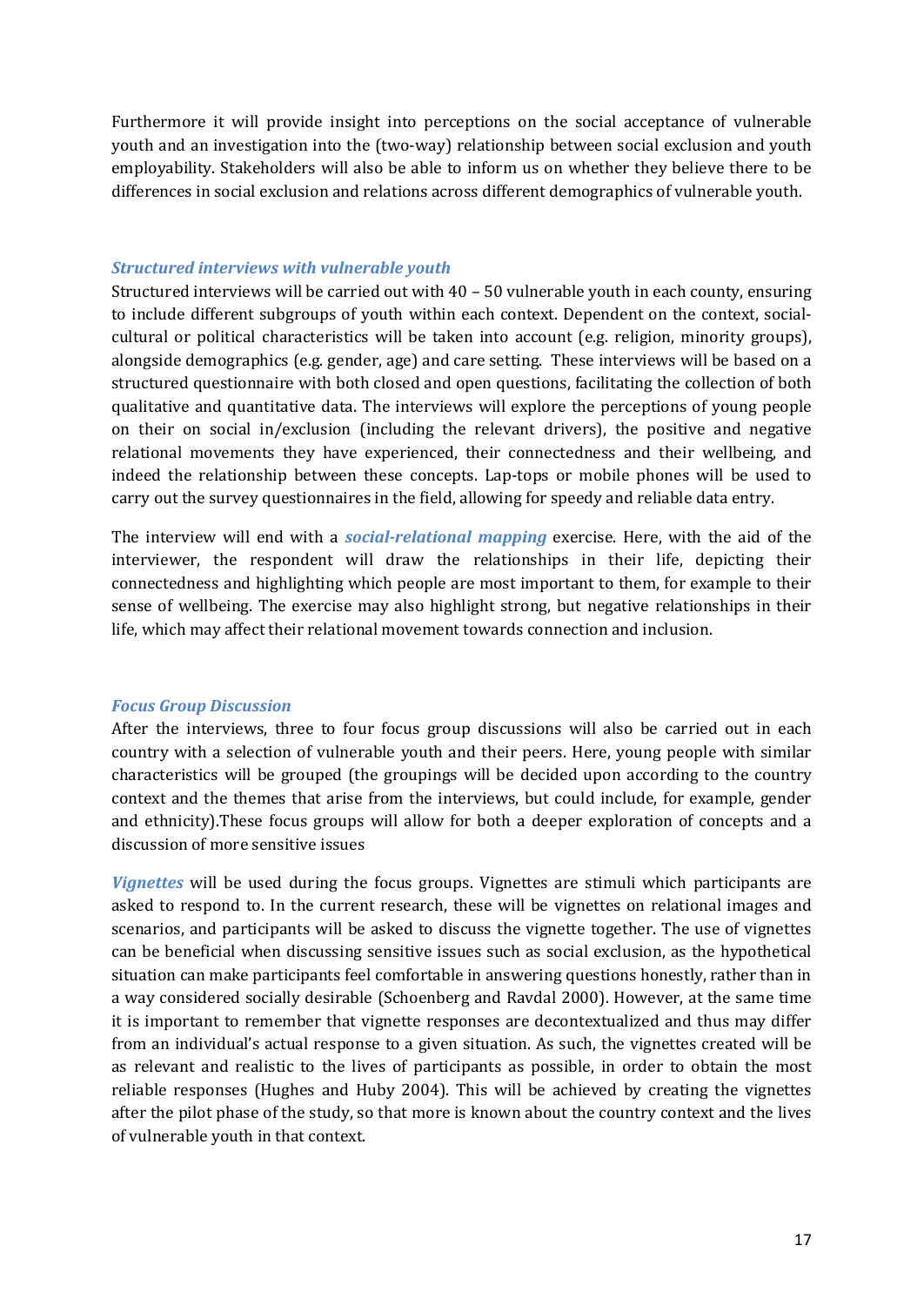Furthermore it will provide insight into perceptions on the social acceptance of vulnerable youth and an investigation into the (two-way) relationship between social exclusion and youth employability. Stakeholders will also be able to inform us on whether they believe there to be differences in social exclusion and relations across different demographics of vulnerable youth.

### *Structured interviews with vulnerable youth*

Structured interviews will be carried out with 40 – 50 vulnerable youth in each county, ensuring to include different subgroups of youth within each context. Dependent on the context, social-cultural or political characteristics will be taken into account (e.g. religion, minority groups), alongside demographics (e.g. gender, age) and care setting. These interviews will be based on a structured questionnaire with both closed and open questions, facilitating the collection of both qualitative and quantitative data. The interviews will explore the perceptions of young people on their on social in/exclusion (including the relevant drivers), the positive and negative relational movements they have experienced, their connectedness and their wellbeing, and indeed the relationship between these concepts. Lap-tops or mobile phones will be used to carry out the survey questionnaires in the field, allowing for speedy and reliable data entry.

The interview will end with a ***social-relational mapping*** exercise. Here, with the aid of the interviewer, the respondent will draw the relationships in their life, depicting their connectedness and highlighting which people are most important to them, for example to their sense of wellbeing. The exercise may also highlight strong, but negative relationships in their life, which may affect their relational movement towards connection and inclusion.

### *Focus Group Discussion*

After the interviews, three to four focus group discussions will also be carried out in each country with a selection of vulnerable youth and their peers. Here, young people with similar characteristics will be grouped (the groupings will be decided upon according to the country context and the themes that arise from the interviews, but could include, for example, gender and ethnicity).These focus groups will allow for both a deeper exploration of concepts and a discussion of more sensitive issues

***Vignettes*** will be used during the focus groups. Vignettes are stimuli which participants are asked to respond to. In the current research, these will be vignettes on relational images and scenarios, and participants will be asked to discuss the vignette together. The use of vignettes can be beneficial when discussing sensitive issues such as social exclusion, as the hypothetical situation can make participants feel comfortable in answering questions honestly, rather than in a way considered socially desirable (Schoenberg and Ravdal 2000). However, at the same time it is important to remember that vignette responses are decontextualized and thus may differ from an individual's actual response to a given situation. As such, the vignettes created will be as relevant and realistic to the lives of participants as possible, in order to obtain the most reliable responses (Hughes and Huby 2004). This will be achieved by creating the vignettes after the pilot phase of the study, so that more is known about the country context and the lives of vulnerable youth in that context.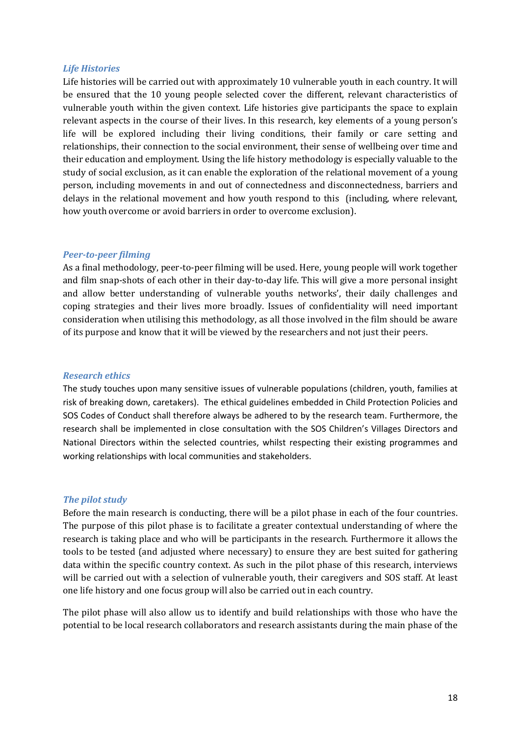### *Life Histories*

Life histories will be carried out with approximately 10 vulnerable youth in each country. It will be ensured that the 10 young people selected cover the different, relevant characteristics of vulnerable youth within the given context. Life histories give participants the space to explain relevant aspects in the course of their lives. In this research, key elements of a young person's life will be explored including their living conditions, their family or care setting and relationships, their connection to the social environment, their sense of wellbeing over time and their education and employment. Using the life history methodology is especially valuable to the study of social exclusion, as it can enable the exploration of the relational movement of a young person, including movements in and out of connectedness and disconnectedness, barriers and delays in the relational movement and how youth respond to this (including, where relevant, how youth overcome or avoid barriers in order to overcome exclusion).

### *Peer-to-peer filming*

As a final methodology, peer-to-peer filming will be used. Here, young people will work together and film snap-shots of each other in their day-to-day life. This will give a more personal insight and allow better understanding of vulnerable youths networks', their daily challenges and coping strategies and their lives more broadly. Issues of confidentiality will need important consideration when utilising this methodology, as all those involved in the film should be aware of its purpose and know that it will be viewed by the researchers and not just their peers.

### *Research ethics*

The study touches upon many sensitive issues of vulnerable populations (children, youth, families at risk of breaking down, caretakers). The ethical guidelines embedded in Child Protection Policies and SOS Codes of Conduct shall therefore always be adhered to by the research team. Furthermore, the research shall be implemented in close consultation with the SOS Children's Villages Directors and National Directors within the selected countries, whilst respecting their existing programmes and working relationships with local communities and stakeholders.

### *The pilot study*

Before the main research is conducting, there will be a pilot phase in each of the four countries. The purpose of this pilot phase is to facilitate a greater contextual understanding of where the research is taking place and who will be participants in the research. Furthermore it allows the tools to be tested (and adjusted where necessary) to ensure they are best suited for gathering data within the specific country context. As such in the pilot phase of this research, interviews will be carried out with a selection of vulnerable youth, their caregivers and SOS staff. At least one life history and one focus group will also be carried out in each country.

The pilot phase will also allow us to identify and build relationships with those who have the potential to be local research collaborators and research assistants during the main phase of the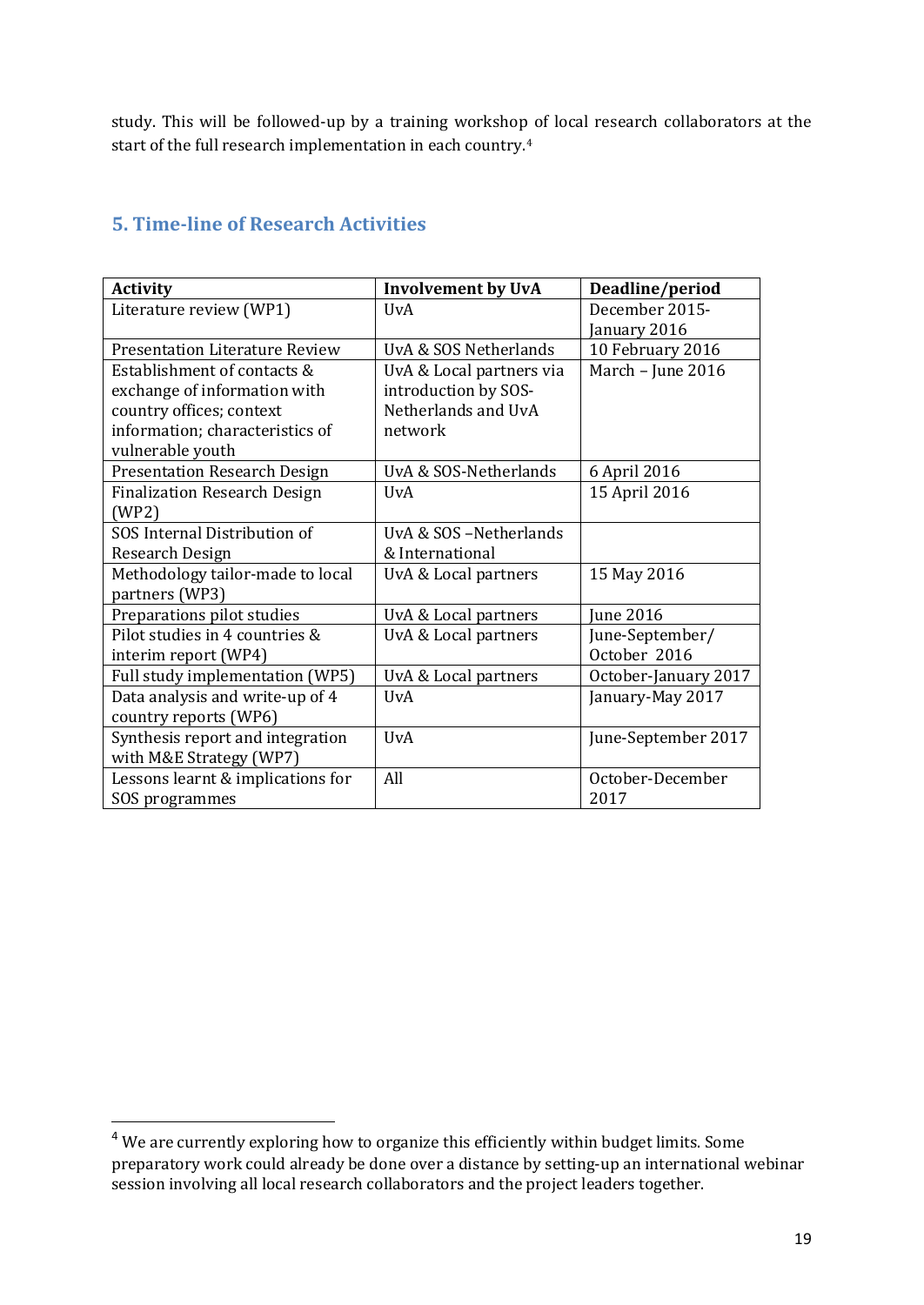study. This will be followed-up by a training workshop of local research collaborators at the start of the full research implementation in each country.[4]

## 5. Time-line of Research Activities

| Activity | Involvement by UvA | Deadline/period |
|---|---|---|
| Literature review (WP1) | UvA | December 2015-January 2016 |
| Presentation Literature Review | UvA & SOS Netherlands | 10 February 2016 |
| Establishment of contacts & exchange of information with country offices; context information; characteristics of vulnerable youth | UvA & Local partners via introduction by SOS-Netherlands and UvA network | March – June 2016 |
| Presentation Research Design | UvA & SOS-Netherlands | 6 April 2016 |
| Finalization Research Design (WP2) | UvA | 15 April 2016 |
| SOS Internal Distribution of Research Design | UvA & SOS –Netherlands & International | |
| Methodology tailor-made to local partners (WP3) | UvA & Local partners | 15 May 2016 |
| Preparations pilot studies | UvA & Local partners | June 2016 |
| Pilot studies in 4 countries & interim report (WP4) | UvA & Local partners | June-September/ October 2016 |
| Full study implementation (WP5) | UvA & Local partners | October-January 2017 |
| Data analysis and write-up of 4 country reports (WP6) | UvA | January-May 2017 |
| Synthesis report and integration with M&E Strategy (WP7) | UvA | June-September 2017 |
| Lessons learnt & implications for SOS programmes | All | October-December 2017 |

[4] We are currently exploring how to organize this efficiently within budget limits. Some preparatory work could already be done over a distance by setting-up an international webinar session involving all local research collaborators and the project leaders together.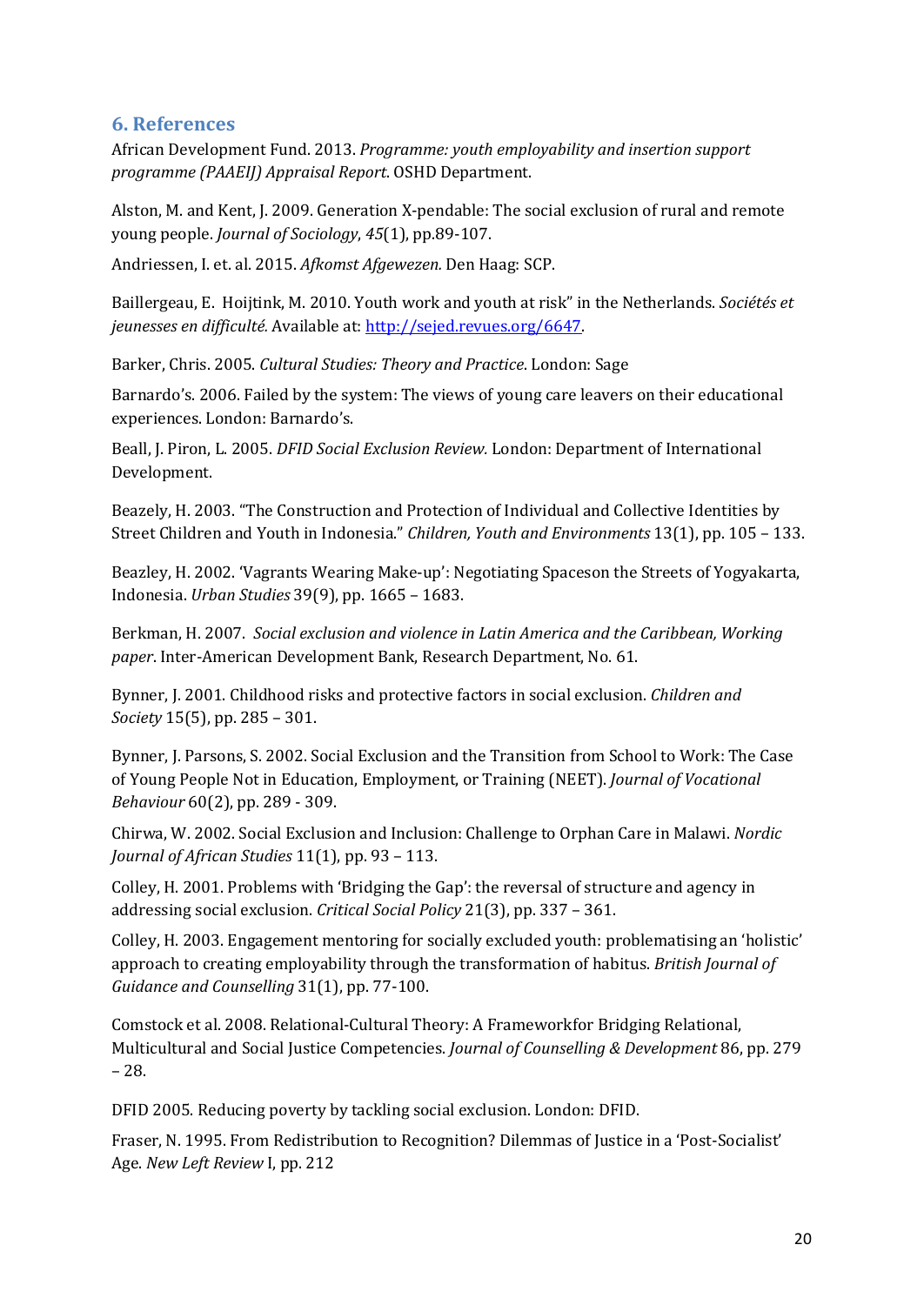## 6. References

African Development Fund. 2013. *Programme: youth employability and insertion support programme (PAAEIJ) Appraisal Report*. OSHD Department.

Alston, M. and Kent, J. 2009. Generation X-pendable: The social exclusion of rural and remote young people. *Journal of Sociology*, *45*(1), pp.89-107.

Andriessen, I. et. al. 2015. *Afkomst Afgewezen.* Den Haag: SCP.

Baillergeau, E. Hoijtink, M. 2010. Youth work and youth at risk" in the Netherlands. *Sociétés et jeunesses en difficulté.* Available at: [http://sejed.revues.org/6647](http://sejed.revues.org/6647).

Barker, Chris. 2005. *Cultural Studies: Theory and Practice*. London: Sage

Barnardo's. 2006. Failed by the system: The views of young care leavers on their educational experiences. London: Barnardo's.

Beall, J. Piron, L. 2005. *DFID Social Exclusion Review.* London: Department of International Development.

Beazely, H. 2003. "The Construction and Protection of Individual and Collective Identities by Street Children and Youth in Indonesia." *Children, Youth and Environments* 13(1), pp. 105 – 133.

Beazley, H. 2002. 'Vagrants Wearing Make-up': Negotiating Spaceson the Streets of Yogyakarta, Indonesia. *Urban Studies* 39(9), pp. 1665 – 1683.

Berkman, H. 2007. *Social exclusion and violence in Latin America and the Caribbean, Working paper*. Inter-American Development Bank, Research Department, No. 61.

Bynner, J. 2001. Childhood risks and protective factors in social exclusion. *Children and Society* 15(5), pp. 285 – 301.

Bynner, J. Parsons, S. 2002. Social Exclusion and the Transition from School to Work: The Case of Young People Not in Education, Employment, or Training (NEET). *Journal of Vocational Behaviour* 60(2), pp. 289 - 309.

Chirwa, W. 2002. Social Exclusion and Inclusion: Challenge to Orphan Care in Malawi. *Nordic Journal of African Studies* 11(1), pp. 93 – 113.

Colley, H. 2001. Problems with 'Bridging the Gap': the reversal of structure and agency in addressing social exclusion. *Critical Social Policy* 21(3), pp. 337 – 361.

Colley, H. 2003. Engagement mentoring for socially excluded youth: problematising an 'holistic' approach to creating employability through the transformation of habitus. *British Journal of Guidance and Counselling* 31(1), pp. 77-100.

Comstock et al. 2008. Relational-Cultural Theory: A Frameworkfor Bridging Relational, Multicultural and Social Justice Competencies. *Journal of Counselling & Development* 86, pp. 279 – 28.

DFID 2005. Reducing poverty by tackling social exclusion. London: DFID.

Fraser, N. 1995. From Redistribution to Recognition? Dilemmas of Justice in a 'Post-Socialist' Age. *New Left Review* I, pp. 212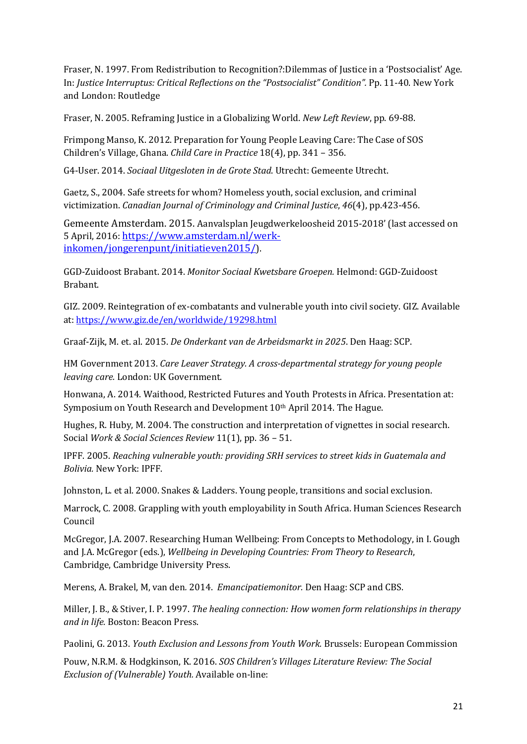Fraser, N. 1997. From Redistribution to Recognition?:Dilemmas of Justice in a 'Postsocialist' Age. In: *Justice Interruptus: Critical Reflections on the "Postsocialist" Condition".* Pp. 11-40. New York and London: Routledge

Fraser, N. 2005. Reframing Justice in a Globalizing World. *New Left Review*, pp. 69-88.

Frimpong Manso, K. 2012. Preparation for Young People Leaving Care: The Case of SOS Children's Village, Ghana. *Child Care in Practice* 18(4), pp. 341 – 356.

G4-User. 2014. *Sociaal Uitgesloten in de Grote Stad*. Utrecht: Gemeente Utrecht.

Gaetz, S., 2004. Safe streets for whom? Homeless youth, social exclusion, and criminal victimization. *Canadian Journal of Criminology and Criminal Justice*, *46*(4), pp.423-456.

Gemeente Amsterdam. 2015. Aanvalsplan Jeugdwerkeloosheid 2015-2018' (last accessed on 5 April, 2016: https://www.amsterdam.nl/werk-inkomen/jongerenpunt/initiatieven2015/).

GGD-Zuidoost Brabant. 2014. *Monitor Sociaal Kwetsbare Groepen.* Helmond: GGD-Zuidoost Brabant.

GIZ. 2009. Reintegration of ex-combatants and vulnerable youth into civil society. GIZ. Available at: https://www.giz.de/en/worldwide/19298.html

Graaf-Zijk, M. et. al. 2015. *De Onderkant van de Arbeidsmarkt in 2025*. Den Haag: SCP.

HM Government 2013. *Care Leaver Strategy. A cross-departmental strategy for young people leaving care.* London: UK Government.

Honwana, A. 2014. Waithood, Restricted Futures and Youth Protests in Africa. Presentation at: Symposium on Youth Research and Development 10th April 2014. The Hague.

Hughes, R. Huby, M. 2004. The construction and interpretation of vignettes in social research. Social *Work & Social Sciences Review* 11(1), pp. 36 – 51.

IPFF. 2005. *Reaching vulnerable youth: providing SRH services to street kids in Guatemala and Bolivia.* New York: IPFF.

Johnston, L. et al. 2000. Snakes & Ladders. Young people, transitions and social exclusion.

Marrock, C. 2008. Grappling with youth employability in South Africa. Human Sciences Research Council

McGregor, J.A. 2007. Researching Human Wellbeing: From Concepts to Methodology, in I. Gough and J.A. McGregor (eds.), *Wellbeing in Developing Countries: From Theory to Research*, Cambridge, Cambridge University Press.

Merens, A. Brakel, M, van den*.* 2014. *Emancipatiemonitor.* Den Haag: SCP and CBS.

Miller, J. B., & Stiver, I. P. 1997. *The healing connection: How women form relationships in therapy and in life.* Boston: Beacon Press.

Paolini, G. 2013. *Youth Exclusion and Lessons from Youth Work.* Brussels: European Commission

Pouw, N.R.M. & Hodgkinson, K. 2016. *SOS Children's Villages Literature Review: The Social Exclusion of (Vulnerable) Youth.* Available on-line: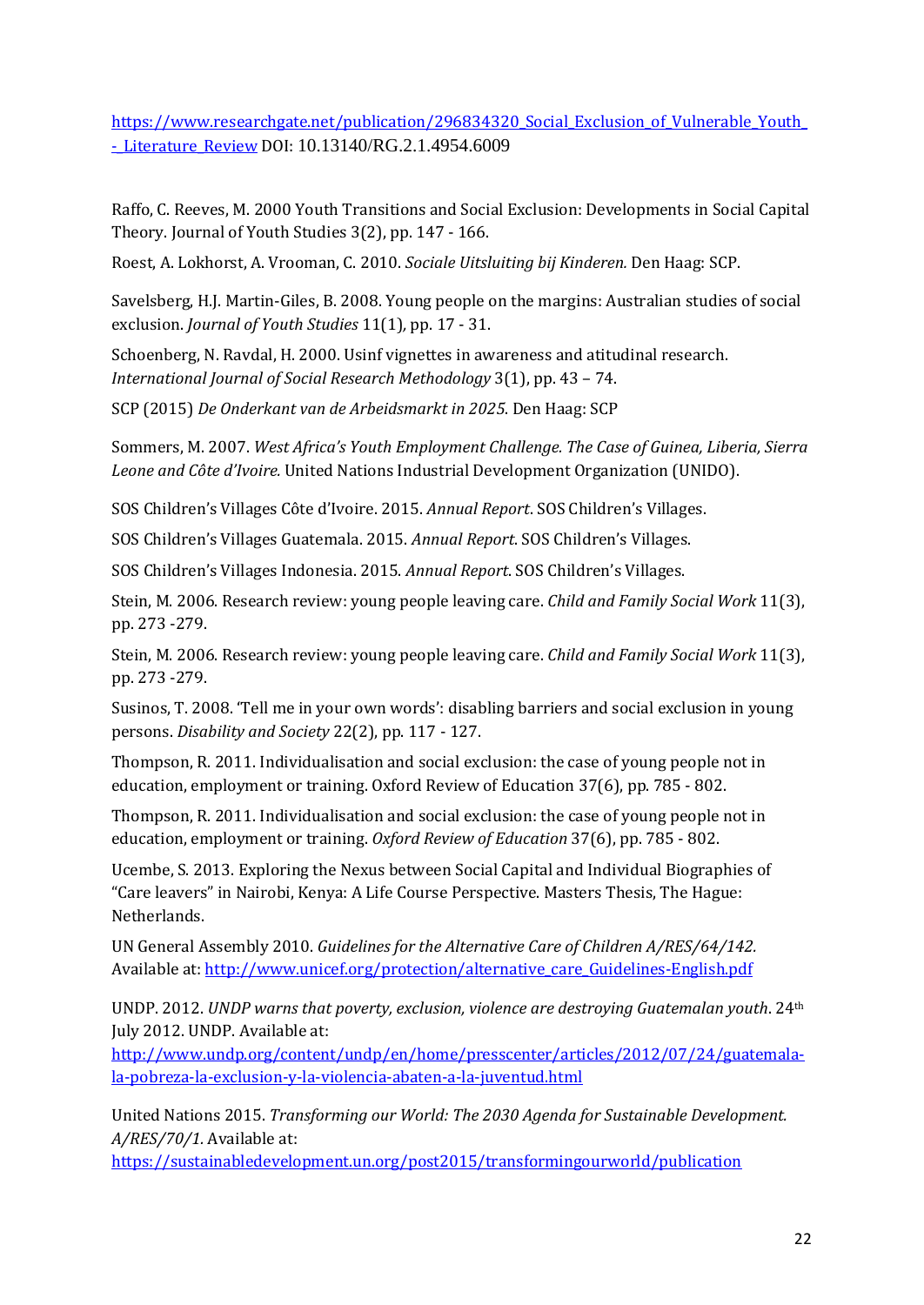[https://www.researchgate.net/publication/296834320_Social_Exclusion_of_Vulnerable_Youth_-_Literature_Review](https://www.researchgate.net/publication/296834320_Social_Exclusion_of_Vulnerable_Youth_-_Literature_Review) DOI: 10.13140/RG.2.1.4954.6009

Raffo, C. Reeves, M. 2000 Youth Transitions and Social Exclusion: Developments in Social Capital Theory. Journal of Youth Studies 3(2), pp. 147 - 166.

Roest, A. Lokhorst, A. Vrooman, C. 2010. *Sociale Uitsluiting bij Kinderen.* Den Haag: SCP.

Savelsberg, H.J. Martin-Giles, B. 2008. Young people on the margins: Australian studies of social exclusion. *Journal of Youth Studies* 11(1), pp. 17 - 31.

Schoenberg, N. Ravdal, H. 2000. Usinf vignettes in awareness and atitudinal research. *International Journal of Social Research Methodology* 3(1), pp. 43 – 74.

SCP (2015) *De Onderkant van de Arbeidsmarkt in 2025*. Den Haag: SCP

Sommers, M. 2007. *West Africa's Youth Employment Challenge. The Case of Guinea, Liberia, Sierra Leone and Côte d'Ivoire.* United Nations Industrial Development Organization (UNIDO).

SOS Children's Villages Côte d'Ivoire. 2015. *Annual Report*. SOS Children's Villages.

SOS Children's Villages Guatemala. 2015. *Annual Report*. SOS Children's Villages.

SOS Children's Villages Indonesia. 2015. *Annual Report*. SOS Children's Villages.

Stein, M. 2006. Research review: young people leaving care. *Child and Family Social Work* 11(3), pp. 273 -279.

Stein, M. 2006. Research review: young people leaving care. *Child and Family Social Work* 11(3), pp. 273 -279.

Susinos, T. 2008. 'Tell me in your own words': disabling barriers and social exclusion in young persons. *Disability and Society* 22(2), pp. 117 - 127.

Thompson, R. 2011. Individualisation and social exclusion: the case of young people not in education, employment or training. Oxford Review of Education 37(6), pp. 785 - 802.

Thompson, R. 2011. Individualisation and social exclusion: the case of young people not in education, employment or training. *Oxford Review of Education* 37(6), pp. 785 - 802.

Ucembe, S. 2013. Exploring the Nexus between Social Capital and Individual Biographies of "Care leavers" in Nairobi, Kenya: A Life Course Perspective. Masters Thesis, The Hague: Netherlands.

UN General Assembly 2010. *Guidelines for the Alternative Care of Children A/RES/64/142.* Available at: [http://www.unicef.org/protection/alternative_care_Guidelines-English.pdf](http://www.unicef.org/protection/alternative_care_Guidelines-English.pdf)

UNDP. 2012. *UNDP warns that poverty, exclusion, violence are destroying Guatemalan youth*. 24th July 2012. UNDP. Available at: [http://www.undp.org/content/undp/en/home/presscenter/articles/2012/07/24/guatemala-la-pobreza-la-exclusion-y-la-violencia-abaten-a-la-juventud.html](http://www.undp.org/content/undp/en/home/presscenter/articles/2012/07/24/guatemala-la-pobreza-la-exclusion-y-la-violencia-abaten-a-la-juventud.html)

United Nations 2015. *Transforming our World: The 2030 Agenda for Sustainable Development. A/RES/70/1.* Available at: [https://sustainabledevelopment.un.org/post2015/transformingourworld/publication](https://sustainabledevelopment.un.org/post2015/transformingourworld/publication)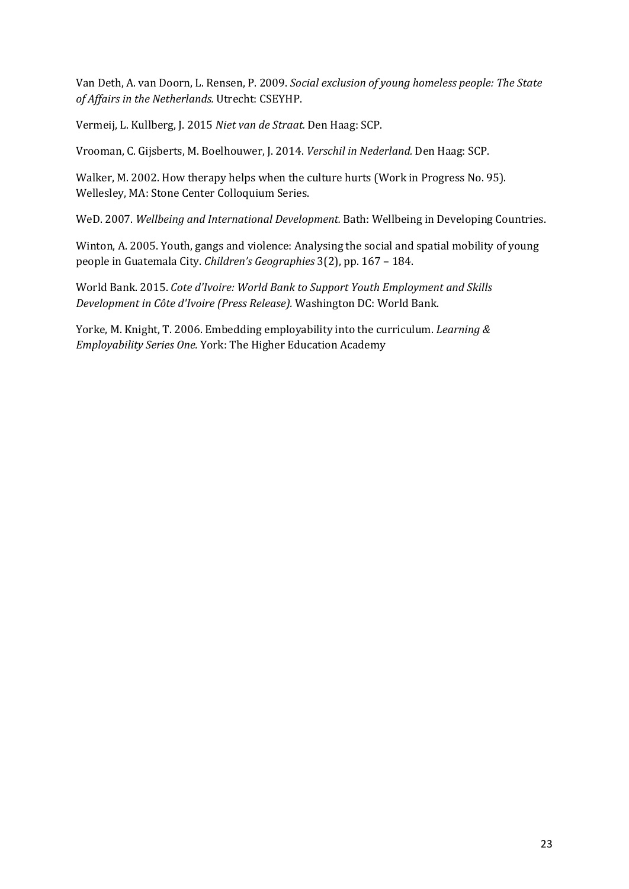Van Deth, A. van Doorn, L. Rensen, P. 2009. *Social exclusion of young homeless people: The State of Affairs in the Netherlands.* Utrecht: CSEYHP.

Vermeij, L. Kullberg, J. 2015 *Niet van de Straat.* Den Haag: SCP.

Vrooman, C. Gijsberts, M. Boelhouwer, J. 2014. *Verschil in Nederland.* Den Haag: SCP.

Walker, M. 2002. How therapy helps when the culture hurts (Work in Progress No. 95). Wellesley, MA: Stone Center Colloquium Series.

WeD. 2007. *Wellbeing and International Development.* Bath: Wellbeing in Developing Countries.

Winton, A. 2005. Youth, gangs and violence: Analysing the social and spatial mobility of young people in Guatemala City. *Children's Geographies* 3(2), pp. 167 – 184.

World Bank. 2015. *Cote d'Ivoire: World Bank to Support Youth Employment and Skills Development in Côte d'Ivoire (Press Release).* Washington DC: World Bank.

Yorke, M. Knight, T. 2006. Embedding employability into the curriculum. *Learning & Employability Series One.* York: The Higher Education Academy